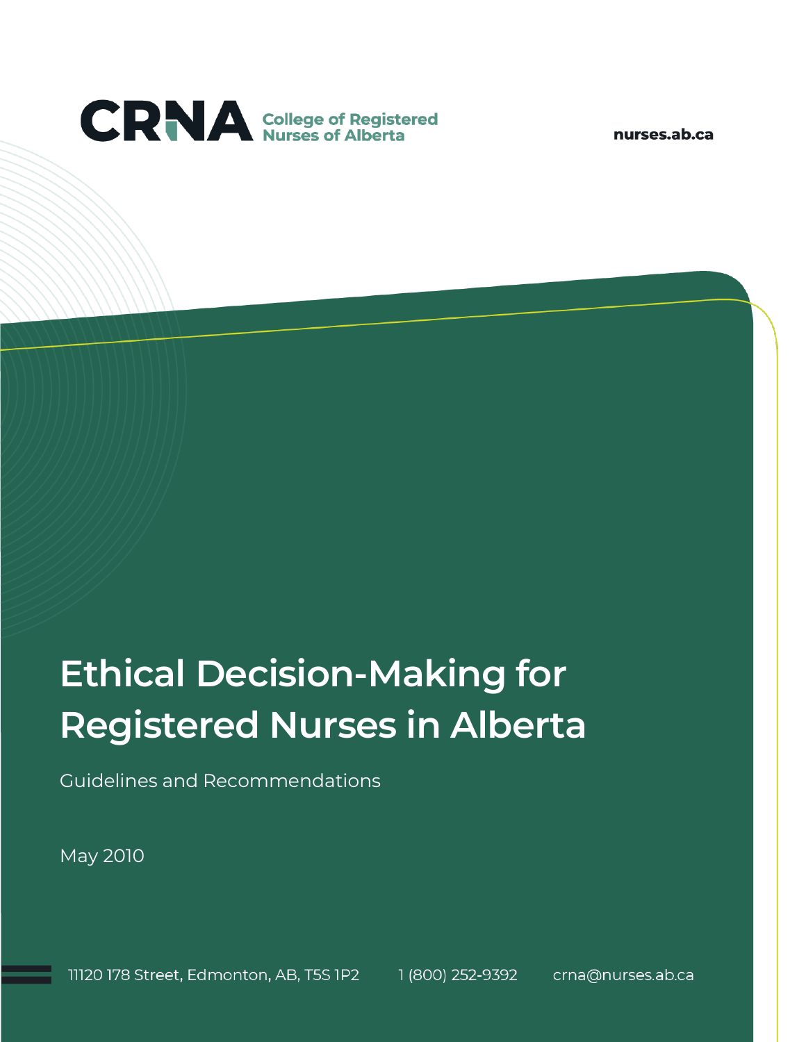**CRNA** College of Registered Nurses of Alberta

nurses.ab.ca

# Ethical Decision-Making for Registered Nurses in Alberta

Guidelines and Recommendations

May 2010

11120 178 Street, Edmonton, AB, T5S 1P2 1 (800) 252-9392 crna@nurses.ab.ca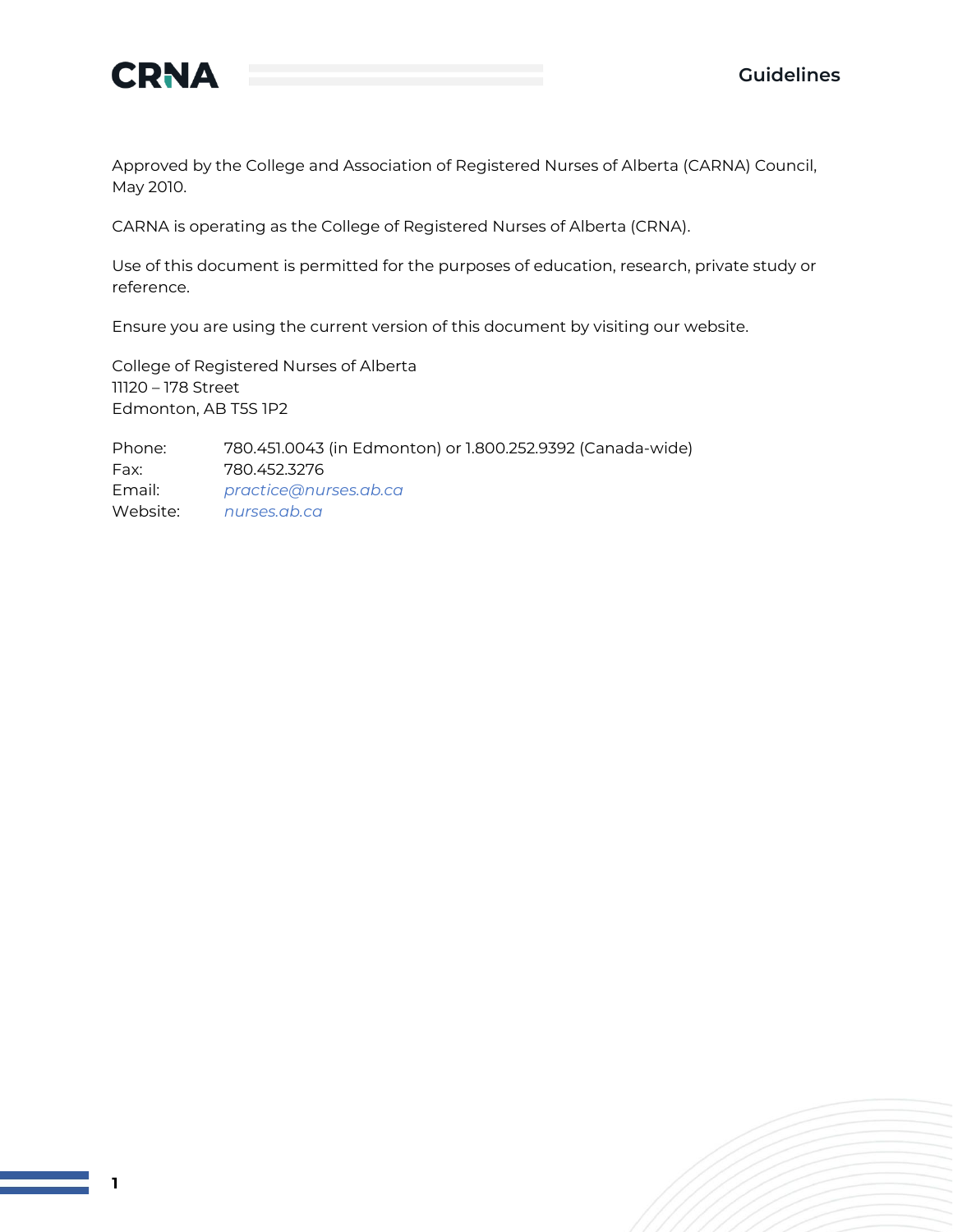Approved by the College and Association of Registered Nurses of Alberta (CARNA) Council, May 2010.

CARNA is operating as the College of Registered Nurses of Alberta (CRNA).

Use of this document is permitted for the purposes of education, research, private study or reference.

Ensure you are using the current version of this document by visiting our website.

College of Registered Nurses of Alberta
11120 – 178 Street
Edmonton, AB T5S 1P2

Phone: 780.451.0043 (in Edmonton) or 1.800.252.9392 (Canada-wide)
Fax: 780.452.3276
Email: *practice@nurses.ab.ca*
Website: *nurses.ab.ca*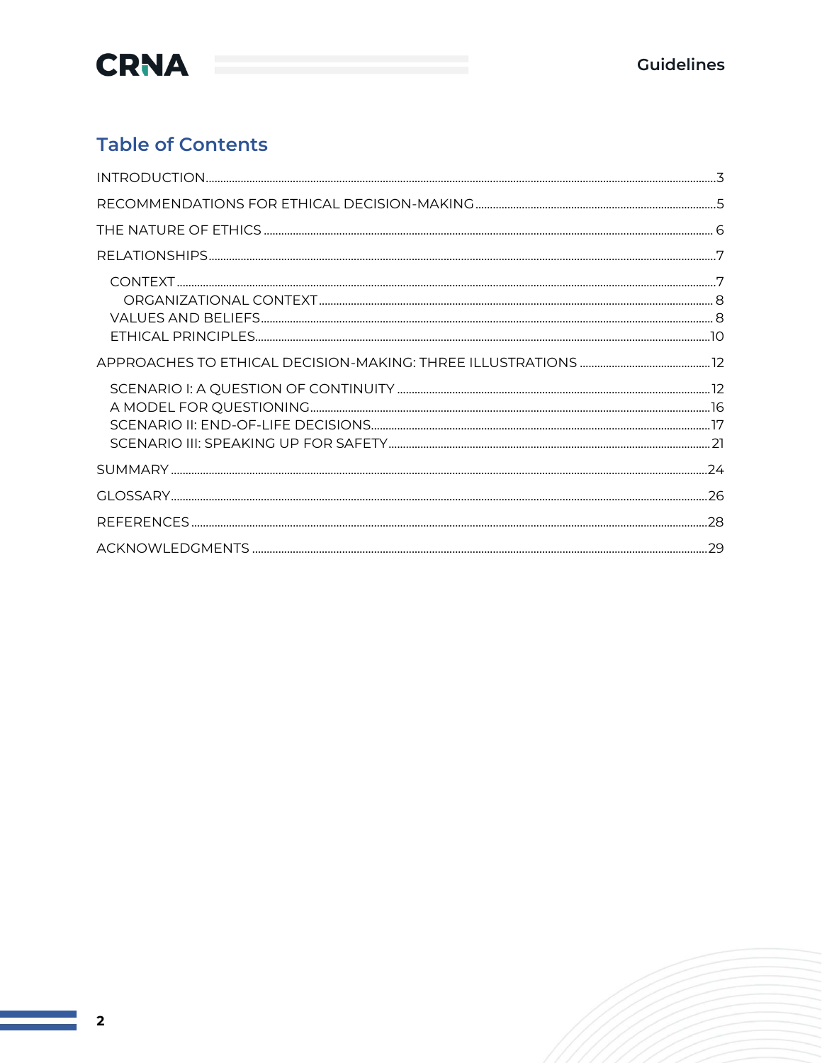## Table of Contents

- INTRODUCTION ... 3
- RECOMMENDATIONS FOR ETHICAL DECISION-MAKING ... 5
- THE NATURE OF ETHICS ... 6
- RELATIONSHIPS ... 7
  - CONTEXT ... 7
    - ORGANIZATIONAL CONTEXT ... 8
  - VALUES AND BELIEFS ... 8
  - ETHICAL PRINCIPLES ... 10
- APPROACHES TO ETHICAL DECISION-MAKING: THREE ILLUSTRATIONS ... 12
  - SCENARIO I: A QUESTION OF CONTINUITY ... 12
  - A MODEL FOR QUESTIONING ... 16
  - SCENARIO II: END-OF-LIFE DECISIONS ... 17
  - SCENARIO III: SPEAKING UP FOR SAFETY ... 21
- SUMMARY ... 24
- GLOSSARY ... 26
- REFERENCES ... 28
- ACKNOWLEDGMENTS ... 29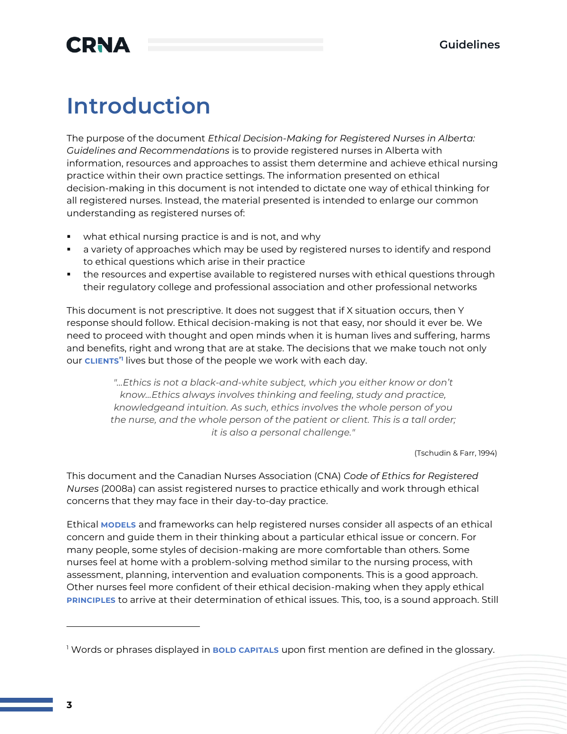# Introduction

The purpose of the document *Ethical Decision-Making for Registered Nurses in Alberta: Guidelines and Recommendations* is to provide registered nurses in Alberta with information, resources and approaches to assist them determine and achieve ethical nursing practice within their own practice settings. The information presented on ethical decision-making in this document is not intended to dictate one way of ethical thinking for all registered nurses. Instead, the material presented is intended to enlarge our common understanding as registered nurses of:

- what ethical nursing practice is and is not, and why
- a variety of approaches which may be used by registered nurses to identify and respond to ethical questions which arise in their practice
- the resources and expertise available to registered nurses with ethical questions through their regulatory college and professional association and other professional networks

This document is not prescriptive. It does not suggest that if X situation occurs, then Y response should follow. Ethical decision-making is not that easy, nor should it ever be. We need to proceed with thought and open minds when it is human lives and suffering, harms and benefits, right and wrong that are at stake. The decisions that we make touch not only our **CLIENTS'**[1] lives but those of the people we work with each day.

> *"...Ethics is not a black-and-white subject, which you either know or don't know...Ethics always involves thinking and feeling, study and practice, knowledgeand intuition. As such, ethics involves the whole person of you the nurse, and the whole person of the patient or client. This is a tall order; it is also a personal challenge."*
>
> (Tschudin & Farr, 1994)

This document and the Canadian Nurses Association (CNA) *Code of Ethics for Registered Nurses* (2008a) can assist registered nurses to practice ethically and work through ethical concerns that they may face in their day-to-day practice.

Ethical **MODELS** and frameworks can help registered nurses consider all aspects of an ethical concern and guide them in their thinking about a particular ethical issue or concern. For many people, some styles of decision-making are more comfortable than others. Some nurses feel at home with a problem-solving method similar to the nursing process, with assessment, planning, intervention and evaluation components. This is a good approach. Other nurses feel more confident of their ethical decision-making when they apply ethical **PRINCIPLES** to arrive at their determination of ethical issues. This, too, is a sound approach. Still

---

[1] Words or phrases displayed in **BOLD CAPITALS** upon first mention are defined in the glossary.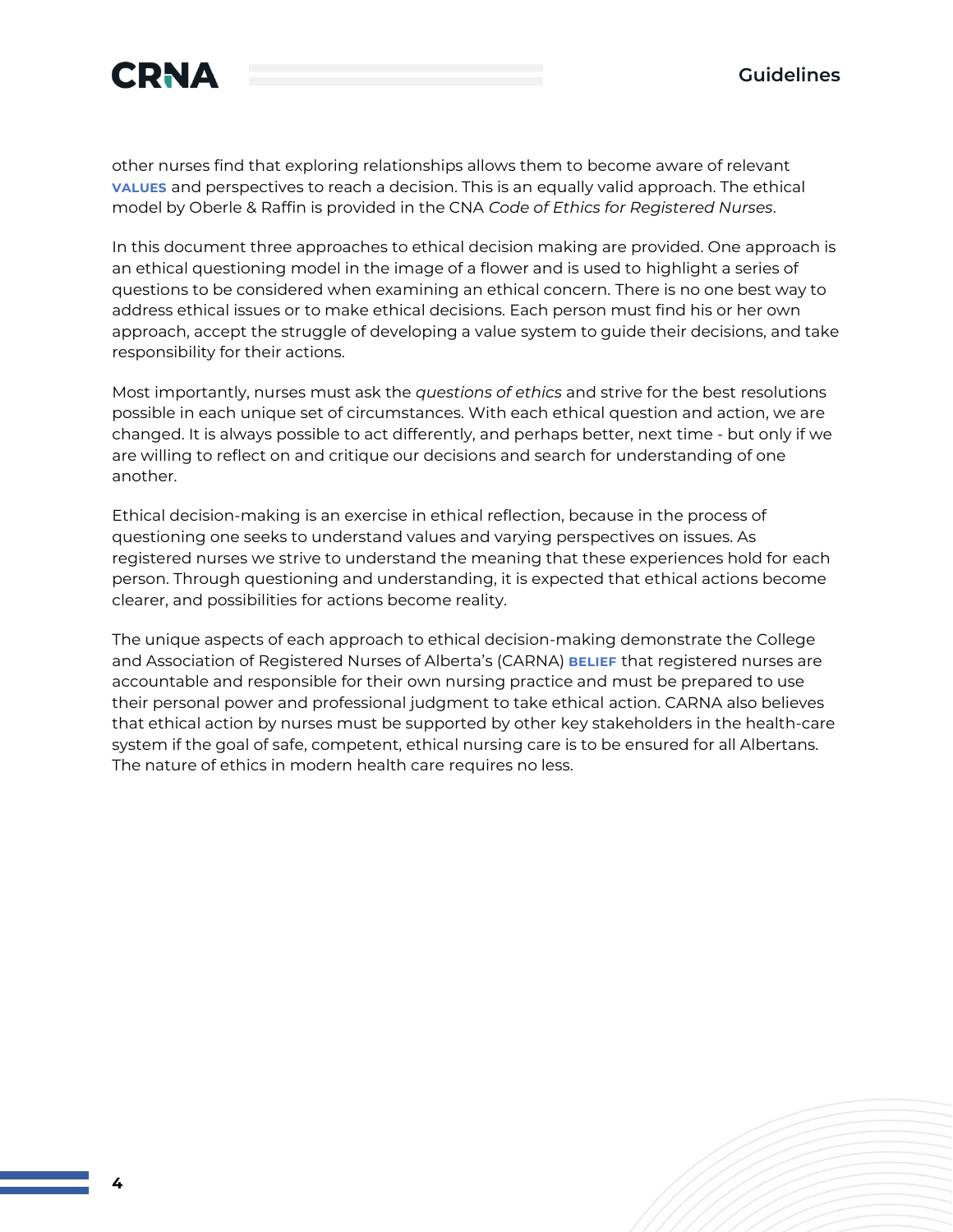other nurses find that exploring relationships allows them to become aware of relevant **VALUES** and perspectives to reach a decision. This is an equally valid approach. The ethical model by Oberle & Raffin is provided in the CNA *Code of Ethics for Registered Nurses*.

In this document three approaches to ethical decision making are provided. One approach is an ethical questioning model in the image of a flower and is used to highlight a series of questions to be considered when examining an ethical concern. There is no one best way to address ethical issues or to make ethical decisions. Each person must find his or her own approach, accept the struggle of developing a value system to guide their decisions, and take responsibility for their actions.

Most importantly, nurses must ask the *questions of ethics* and strive for the best resolutions possible in each unique set of circumstances. With each ethical question and action, we are changed. It is always possible to act differently, and perhaps better, next time - but only if we are willing to reflect on and critique our decisions and search for understanding of one another.

Ethical decision-making is an exercise in ethical reflection, because in the process of questioning one seeks to understand values and varying perspectives on issues. As registered nurses we strive to understand the meaning that these experiences hold for each person. Through questioning and understanding, it is expected that ethical actions become clearer, and possibilities for actions become reality.

The unique aspects of each approach to ethical decision-making demonstrate the College and Association of Registered Nurses of Alberta's (CARNA) **BELIEF** that registered nurses are accountable and responsible for their own nursing practice and must be prepared to use their personal power and professional judgment to take ethical action. CARNA also believes that ethical action by nurses must be supported by other key stakeholders in the health-care system if the goal of safe, competent, ethical nursing care is to be ensured for all Albertans. The nature of ethics in modern health care requires no less.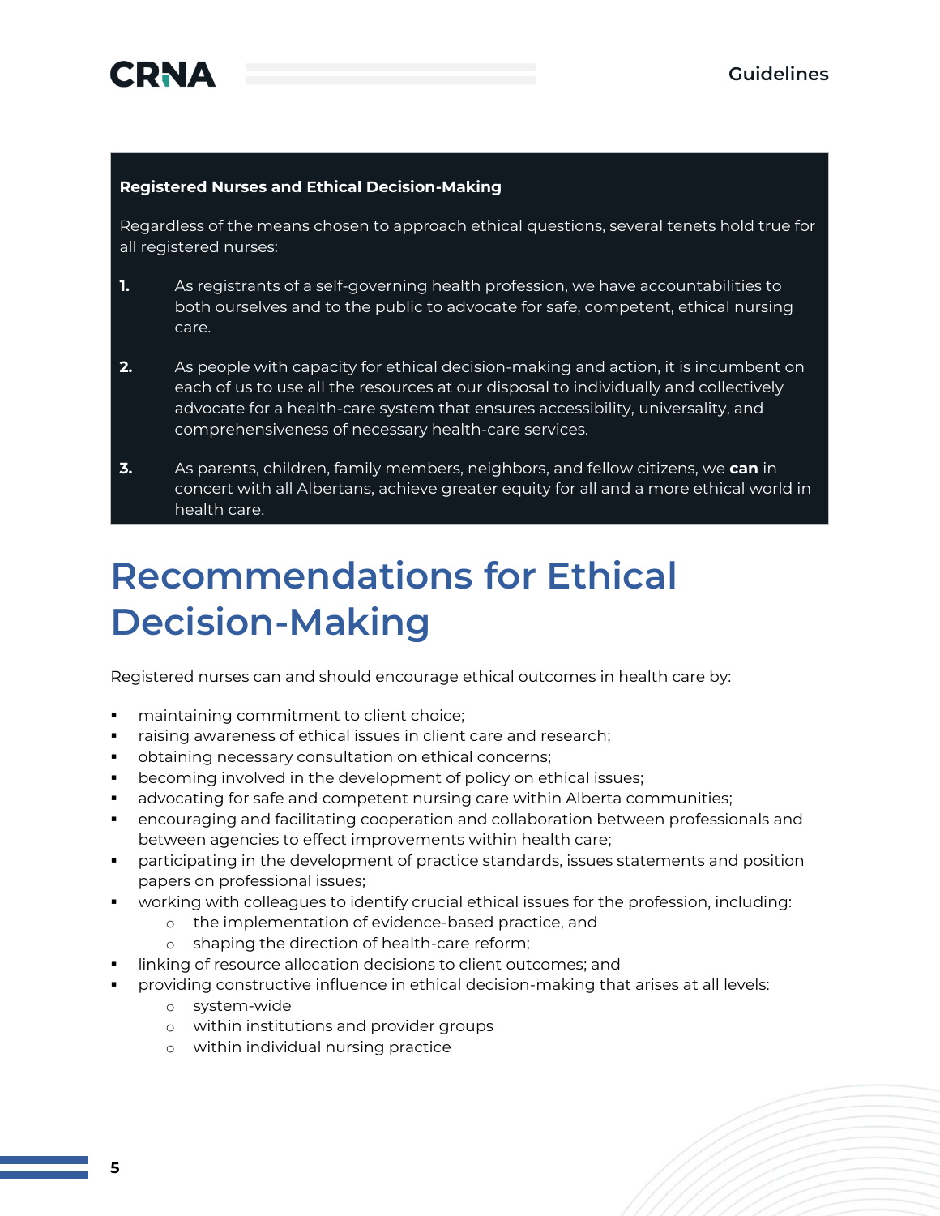**Registered Nurses and Ethical Decision-Making**

Regardless of the means chosen to approach ethical questions, several tenets hold true for all registered nurses:

1. As registrants of a self-governing health profession, we have accountabilities to both ourselves and to the public to advocate for safe, competent, ethical nursing care.
2. As people with capacity for ethical decision-making and action, it is incumbent on each of us to use all the resources at our disposal to individually and collectively advocate for a health-care system that ensures accessibility, universality, and comprehensiveness of necessary health-care services.
3. As parents, children, family members, neighbors, and fellow citizens, we **can** in concert with all Albertans, achieve greater equity for all and a more ethical world in health care.

# Recommendations for Ethical Decision-Making

Registered nurses can and should encourage ethical outcomes in health care by:

- maintaining commitment to client choice;
- raising awareness of ethical issues in client care and research;
- obtaining necessary consultation on ethical concerns;
- becoming involved in the development of policy on ethical issues;
- advocating for safe and competent nursing care within Alberta communities;
- encouraging and facilitating cooperation and collaboration between professionals and between agencies to effect improvements within health care;
- participating in the development of practice standards, issues statements and position papers on professional issues;
- working with colleagues to identify crucial ethical issues for the profession, including:
  - the implementation of evidence-based practice, and
  - shaping the direction of health-care reform;
- linking of resource allocation decisions to client outcomes; and
- providing constructive influence in ethical decision-making that arises at all levels:
  - system-wide
  - within institutions and provider groups
  - within individual nursing practice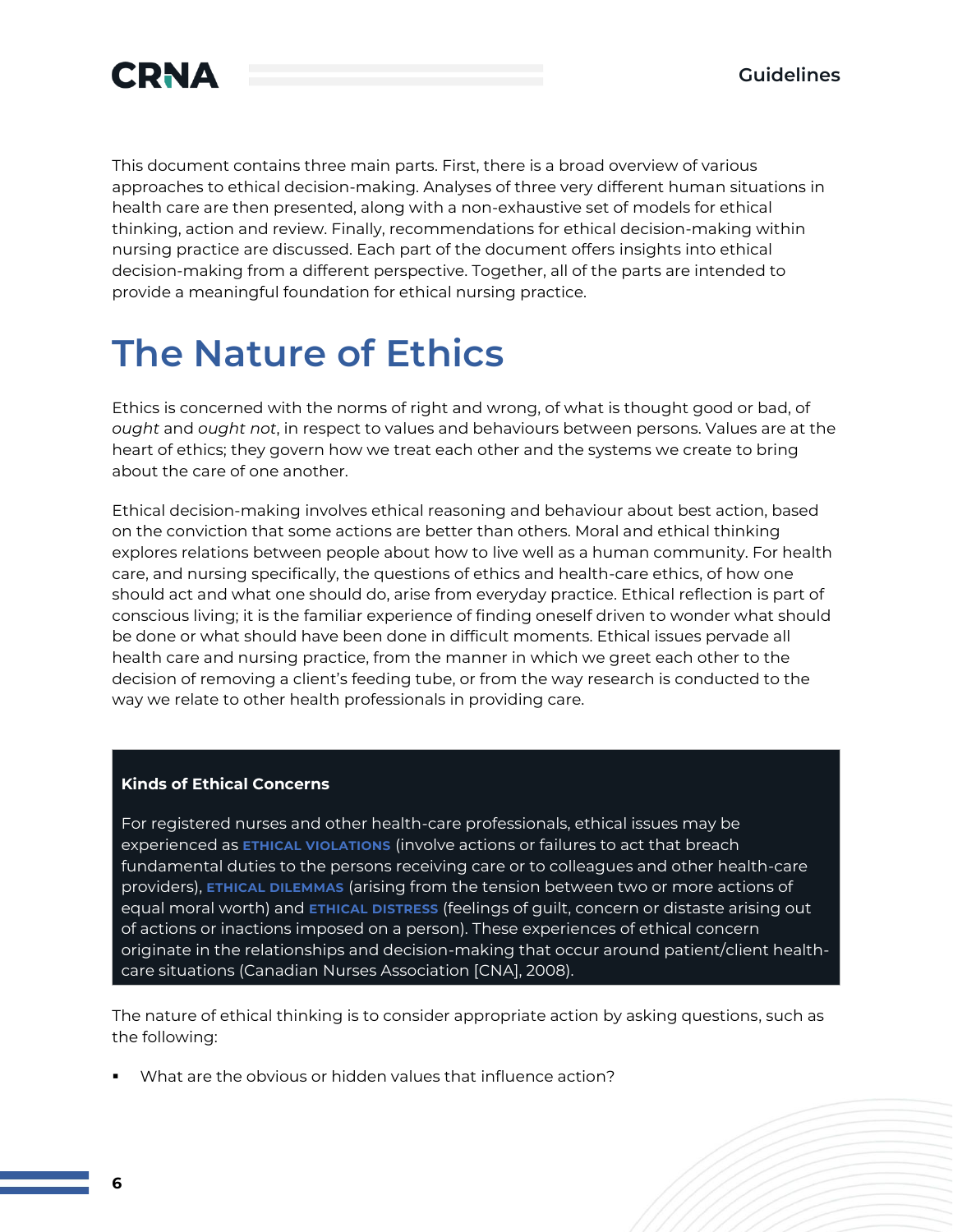This document contains three main parts. First, there is a broad overview of various approaches to ethical decision-making. Analyses of three very different human situations in health care are then presented, along with a non-exhaustive set of models for ethical thinking, action and review. Finally, recommendations for ethical decision-making within nursing practice are discussed. Each part of the document offers insights into ethical decision-making from a different perspective. Together, all of the parts are intended to provide a meaningful foundation for ethical nursing practice.

# The Nature of Ethics

Ethics is concerned with the norms of right and wrong, of what is thought good or bad, of *ought* and *ought not*, in respect to values and behaviours between persons. Values are at the heart of ethics; they govern how we treat each other and the systems we create to bring about the care of one another.

Ethical decision-making involves ethical reasoning and behaviour about best action, based on the conviction that some actions are better than others. Moral and ethical thinking explores relations between people about how to live well as a human community. For health care, and nursing specifically, the questions of ethics and health-care ethics, of how one should act and what one should do, arise from everyday practice. Ethical reflection is part of conscious living; it is the familiar experience of finding oneself driven to wonder what should be done or what should have been done in difficult moments. Ethical issues pervade all health care and nursing practice, from the manner in which we greet each other to the decision of removing a client's feeding tube, or from the way research is conducted to the way we relate to other health professionals in providing care.

**Kinds of Ethical Concerns**

For registered nurses and other health-care professionals, ethical issues may be experienced as **ETHICAL VIOLATIONS** (involve actions or failures to act that breach fundamental duties to the persons receiving care or to colleagues and other health-care providers), **ETHICAL DILEMMAS** (arising from the tension between two or more actions of equal moral worth) and **ETHICAL DISTRESS** (feelings of guilt, concern or distaste arising out of actions or inactions imposed on a person). These experiences of ethical concern originate in the relationships and decision-making that occur around patient/client health-care situations (Canadian Nurses Association [CNA], 2008).

The nature of ethical thinking is to consider appropriate action by asking questions, such as the following:

- What are the obvious or hidden values that influence action?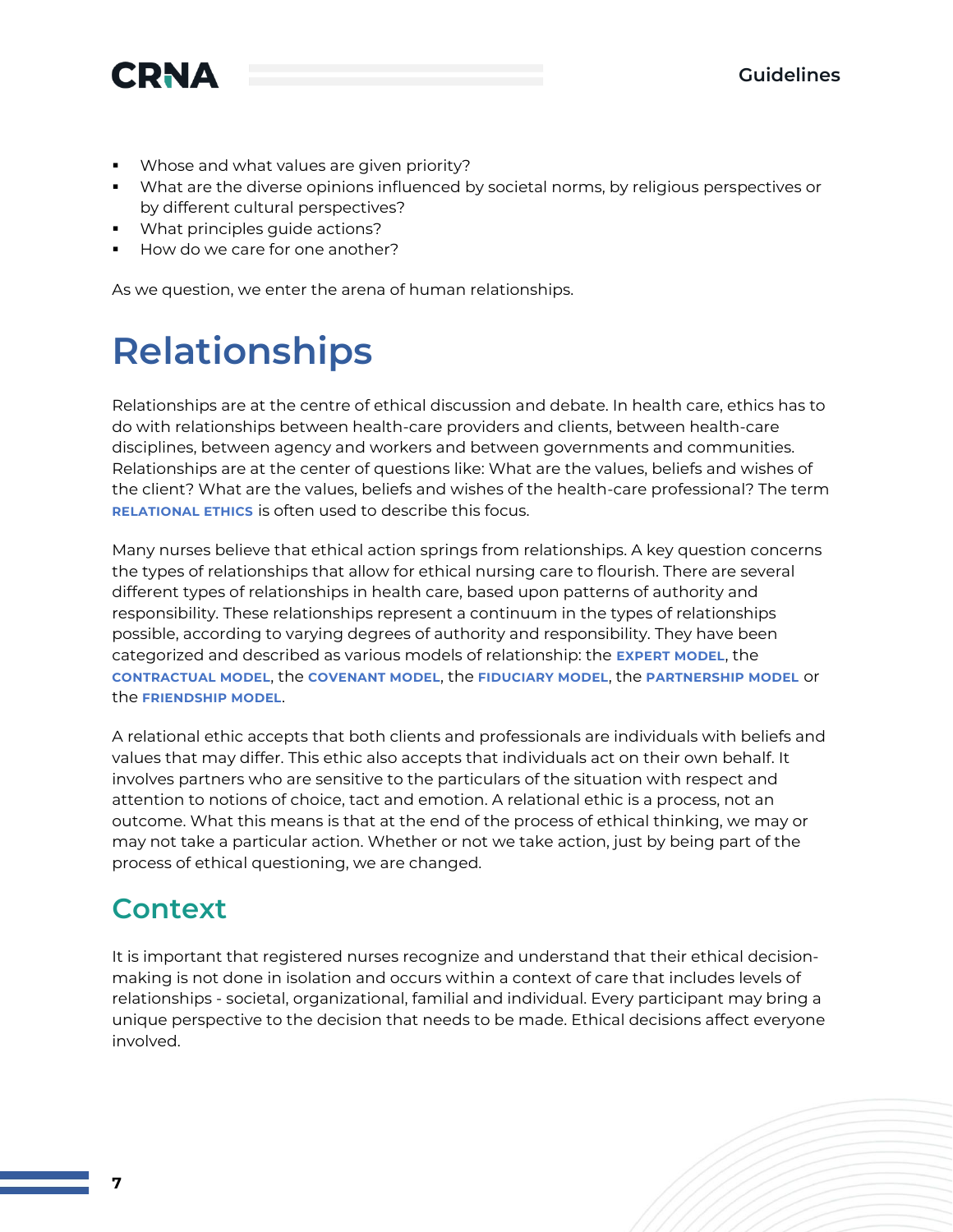- Whose and what values are given priority?
- What are the diverse opinions influenced by societal norms, by religious perspectives or by different cultural perspectives?
- What principles guide actions?
- How do we care for one another?

As we question, we enter the arena of human relationships.

# Relationships

Relationships are at the centre of ethical discussion and debate. In health care, ethics has to do with relationships between health-care providers and clients, between health-care disciplines, between agency and workers and between governments and communities. Relationships are at the center of questions like: What are the values, beliefs and wishes of the client? What are the values, beliefs and wishes of the health-care professional? The term **RELATIONAL ETHICS** is often used to describe this focus.

Many nurses believe that ethical action springs from relationships. A key question concerns the types of relationships that allow for ethical nursing care to flourish. There are several different types of relationships in health care, based upon patterns of authority and responsibility. These relationships represent a continuum in the types of relationships possible, according to varying degrees of authority and responsibility. They have been categorized and described as various models of relationship: the **EXPERT MODEL**, the **CONTRACTUAL MODEL**, the **COVENANT MODEL**, the **FIDUCIARY MODEL**, the **PARTNERSHIP MODEL** or the **FRIENDSHIP MODEL**.

A relational ethic accepts that both clients and professionals are individuals with beliefs and values that may differ. This ethic also accepts that individuals act on their own behalf. It involves partners who are sensitive to the particulars of the situation with respect and attention to notions of choice, tact and emotion. A relational ethic is a process, not an outcome. What this means is that at the end of the process of ethical thinking, we may or may not take a particular action. Whether or not we take action, just by being part of the process of ethical questioning, we are changed.

## Context

It is important that registered nurses recognize and understand that their ethical decision-making is not done in isolation and occurs within a context of care that includes levels of relationships - societal, organizational, familial and individual. Every participant may bring a unique perspective to the decision that needs to be made. Ethical decisions affect everyone involved.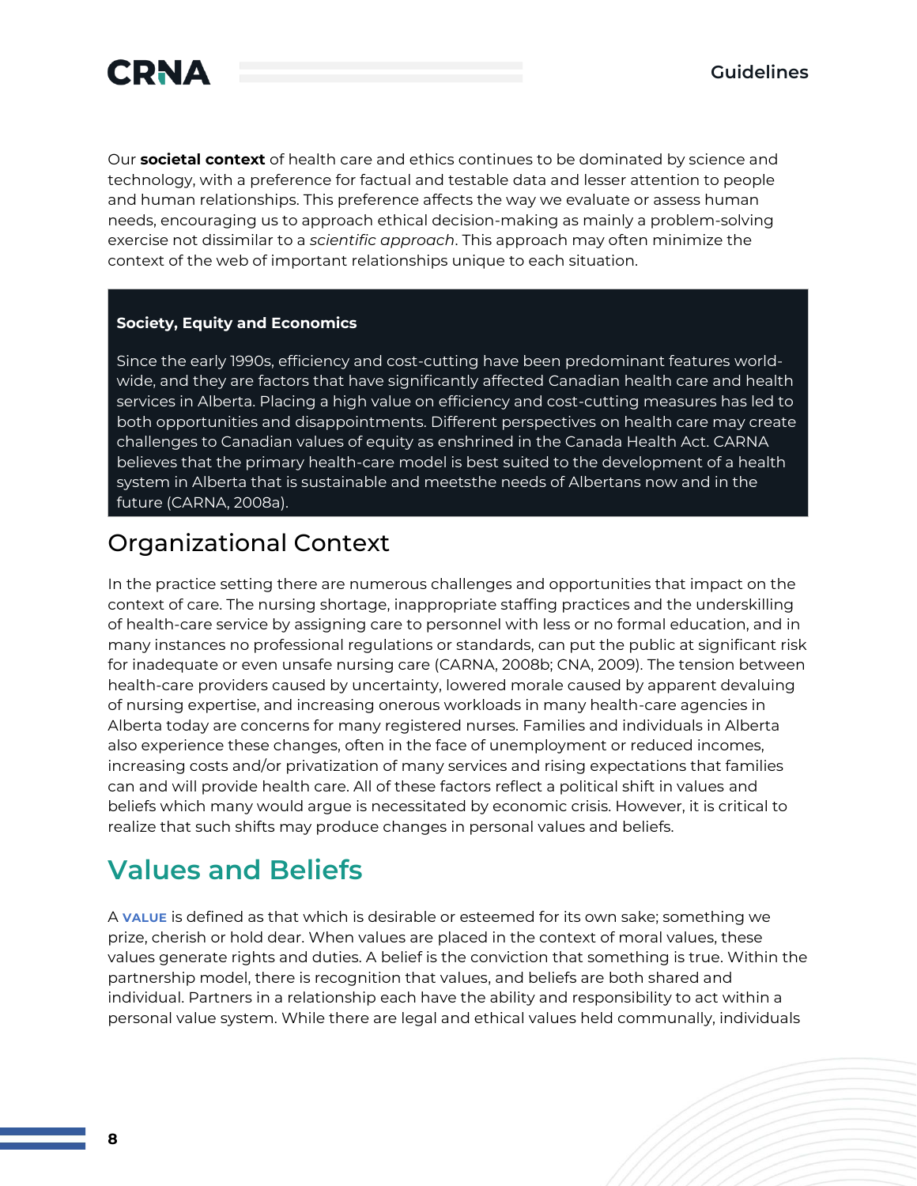Our **societal context** of health care and ethics continues to be dominated by science and technology, with a preference for factual and testable data and lesser attention to people and human relationships. This preference affects the way we evaluate or assess human needs, encouraging us to approach ethical decision-making as mainly a problem-solving exercise not dissimilar to a *scientific approach*. This approach may often minimize the context of the web of important relationships unique to each situation.

**Society, Equity and Economics**

Since the early 1990s, efficiency and cost-cutting have been predominant features world-wide, and they are factors that have significantly affected Canadian health care and health services in Alberta. Placing a high value on efficiency and cost-cutting measures has led to both opportunities and disappointments. Different perspectives on health care may create challenges to Canadian values of equity as enshrined in the Canada Health Act. CARNA believes that the primary health-care model is best suited to the development of a health system in Alberta that is sustainable and meetsthe needs of Albertans now and in the future (CARNA, 2008a).

## Organizational Context

In the practice setting there are numerous challenges and opportunities that impact on the context of care. The nursing shortage, inappropriate staffing practices and the underskilling of health-care service by assigning care to personnel with less or no formal education, and in many instances no professional regulations or standards, can put the public at significant risk for inadequate or even unsafe nursing care (CARNA, 2008b; CNA, 2009). The tension between health-care providers caused by uncertainty, lowered morale caused by apparent devaluing of nursing expertise, and increasing onerous workloads in many health-care agencies in Alberta today are concerns for many registered nurses. Families and individuals in Alberta also experience these changes, often in the face of unemployment or reduced incomes, increasing costs and/or privatization of many services and rising expectations that families can and will provide health care. All of these factors reflect a political shift in values and beliefs which many would argue is necessitated by economic crisis. However, it is critical to realize that such shifts may produce changes in personal values and beliefs.

# Values and Beliefs

A **VALUE** is defined as that which is desirable or esteemed for its own sake; something we prize, cherish or hold dear. When values are placed in the context of moral values, these values generate rights and duties. A belief is the conviction that something is true. Within the partnership model, there is recognition that values, and beliefs are both shared and individual. Partners in a relationship each have the ability and responsibility to act within a personal value system. While there are legal and ethical values held communally, individuals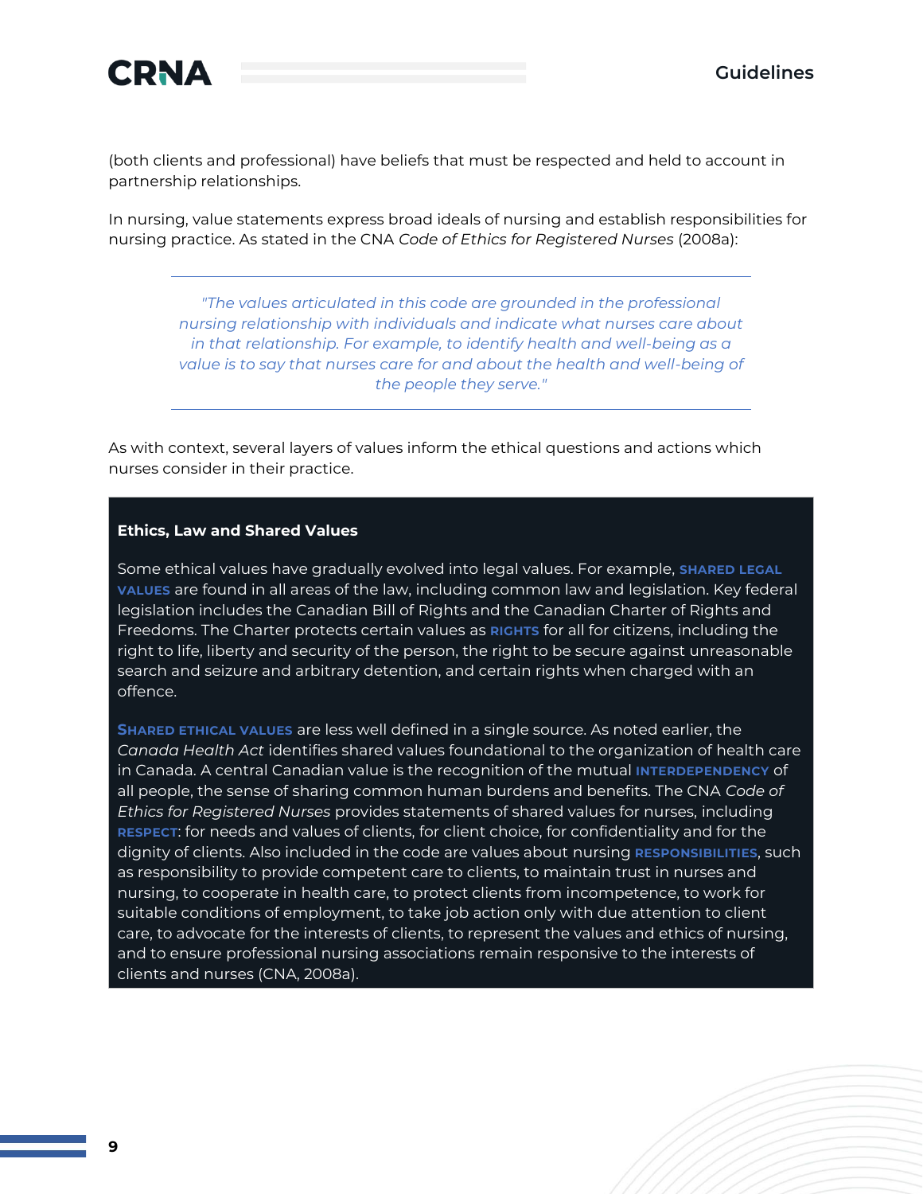(both clients and professional) have beliefs that must be respected and held to account in partnership relationships.

In nursing, value statements express broad ideals of nursing and establish responsibilities for nursing practice. As stated in the CNA *Code of Ethics for Registered Nurses* (2008a):

> *"The values articulated in this code are grounded in the professional nursing relationship with individuals and indicate what nurses care about in that relationship. For example, to identify health and well-being as a value is to say that nurses care for and about the health and well-being of the people they serve."*

As with context, several layers of values inform the ethical questions and actions which nurses consider in their practice.

**Ethics, Law and Shared Values**

Some ethical values have gradually evolved into legal values. For example, **SHARED LEGAL VALUES** are found in all areas of the law, including common law and legislation. Key federal legislation includes the Canadian Bill of Rights and the Canadian Charter of Rights and Freedoms. The Charter protects certain values as **RIGHTS** for all for citizens, including the right to life, liberty and security of the person, the right to be secure against unreasonable search and seizure and arbitrary detention, and certain rights when charged with an offence.

**SHARED ETHICAL VALUES** are less well defined in a single source. As noted earlier, the *Canada Health Act* identifies shared values foundational to the organization of health care in Canada. A central Canadian value is the recognition of the mutual **INTERDEPENDENCY** of all people, the sense of sharing common human burdens and benefits. The CNA *Code of Ethics for Registered Nurses* provides statements of shared values for nurses, including **RESPECT**: for needs and values of clients, for client choice, for confidentiality and for the dignity of clients. Also included in the code are values about nursing **RESPONSIBILITIES**, such as responsibility to provide competent care to clients, to maintain trust in nurses and nursing, to cooperate in health care, to protect clients from incompetence, to work for suitable conditions of employment, to take job action only with due attention to client care, to advocate for the interests of clients, to represent the values and ethics of nursing, and to ensure professional nursing associations remain responsive to the interests of clients and nurses (CNA, 2008a).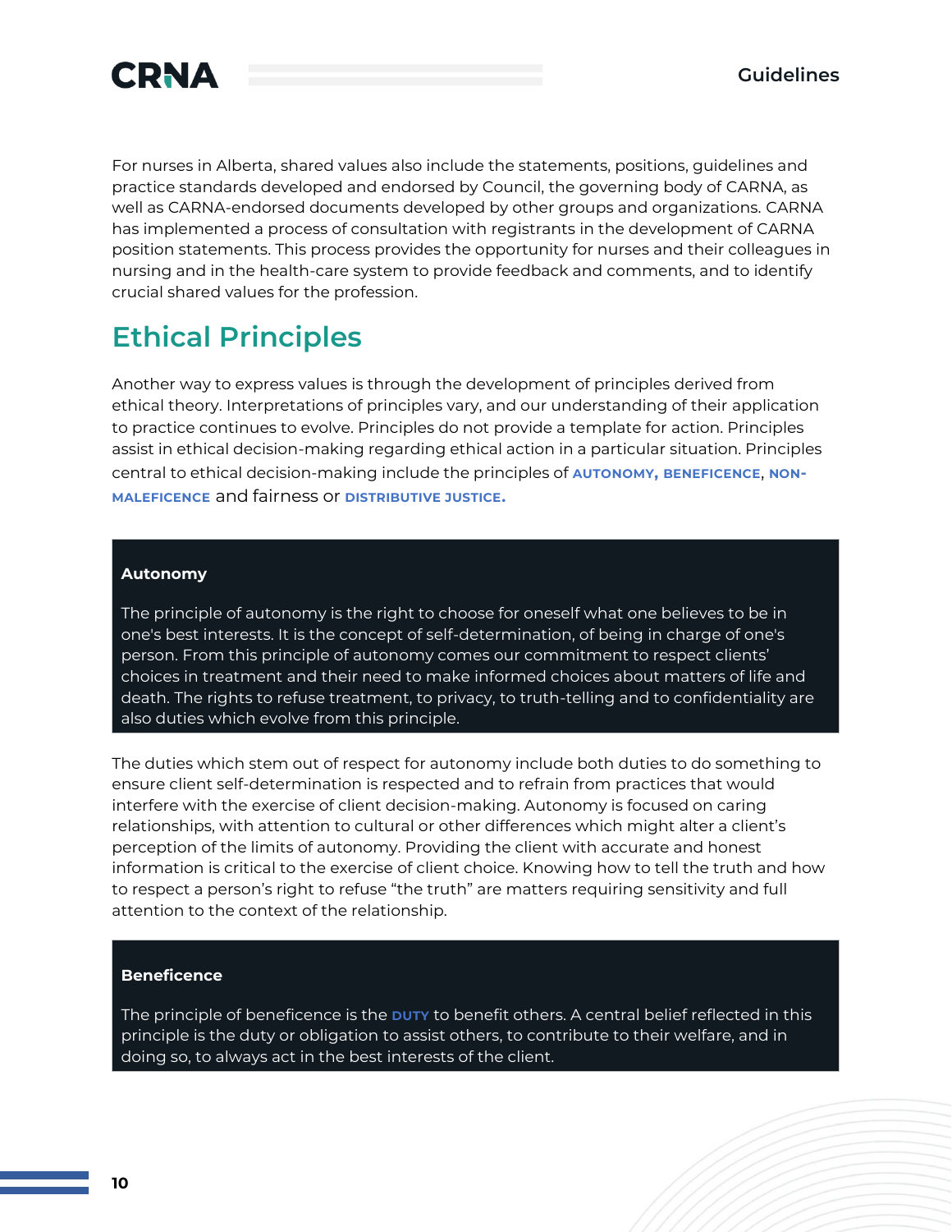For nurses in Alberta, shared values also include the statements, positions, guidelines and practice standards developed and endorsed by Council, the governing body of CARNA, as well as CARNA-endorsed documents developed by other groups and organizations. CARNA has implemented a process of consultation with registrants in the development of CARNA position statements. This process provides the opportunity for nurses and their colleagues in nursing and in the health-care system to provide feedback and comments, and to identify crucial shared values for the profession.

## Ethical Principles

Another way to express values is through the development of principles derived from ethical theory. Interpretations of principles vary, and our understanding of their application to practice continues to evolve. Principles do not provide a template for action. Principles assist in ethical decision-making regarding ethical action in a particular situation. Principles central to ethical decision-making include the principles of **AUTONOMY, BENEFICENCE**, **NON-MALEFICENCE** and fairness or **DISTRIBUTIVE JUSTICE.**

**Autonomy**

The principle of autonomy is the right to choose for oneself what one believes to be in one's best interests. It is the concept of self-determination, of being in charge of one's person. From this principle of autonomy comes our commitment to respect clients' choices in treatment and their need to make informed choices about matters of life and death. The rights to refuse treatment, to privacy, to truth-telling and to confidentiality are also duties which evolve from this principle.

The duties which stem out of respect for autonomy include both duties to do something to ensure client self-determination is respected and to refrain from practices that would interfere with the exercise of client decision-making. Autonomy is focused on caring relationships, with attention to cultural or other differences which might alter a client's perception of the limits of autonomy. Providing the client with accurate and honest information is critical to the exercise of client choice. Knowing how to tell the truth and how to respect a person's right to refuse "the truth" are matters requiring sensitivity and full attention to the context of the relationship.

**Beneficence**

The principle of beneficence is the **DUTY** to benefit others. A central belief reflected in this principle is the duty or obligation to assist others, to contribute to their welfare, and in doing so, to always act in the best interests of the client.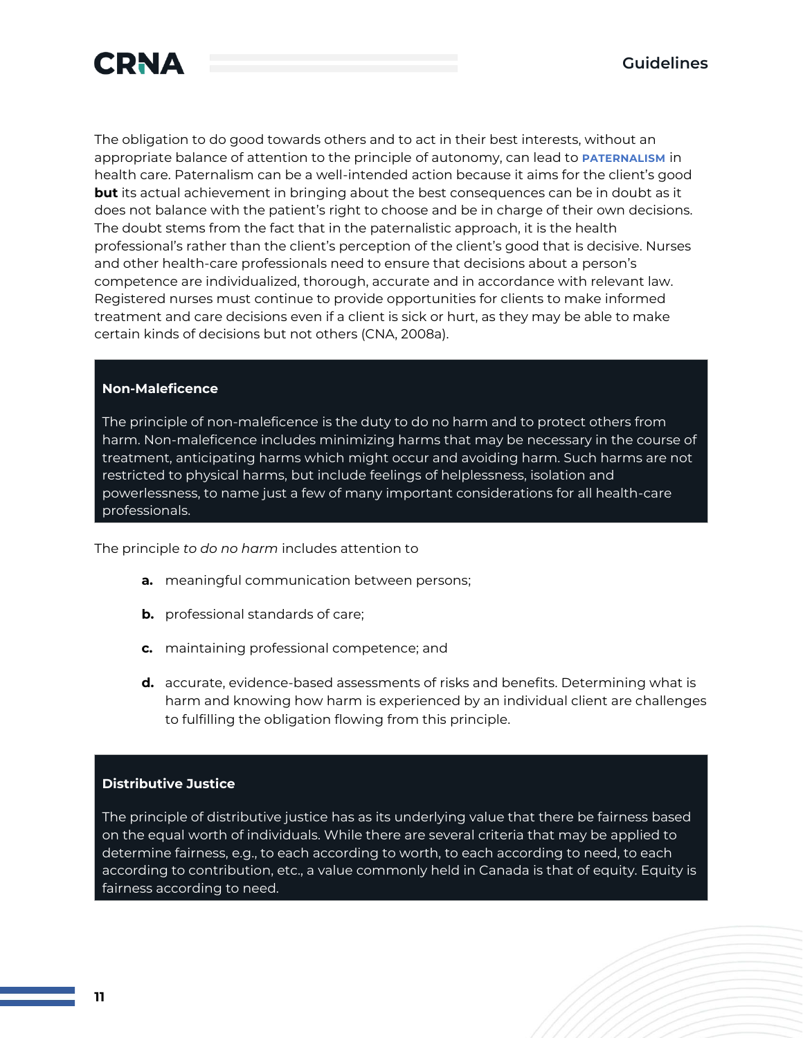The obligation to do good towards others and to act in their best interests, without an appropriate balance of attention to the principle of autonomy, can lead to **PATERNALISM** in health care. Paternalism can be a well-intended action because it aims for the client's good **but** its actual achievement in bringing about the best consequences can be in doubt as it does not balance with the patient's right to choose and be in charge of their own decisions. The doubt stems from the fact that in the paternalistic approach, it is the health professional's rather than the client's perception of the client's good that is decisive. Nurses and other health-care professionals need to ensure that decisions about a person's competence are individualized, thorough, accurate and in accordance with relevant law. Registered nurses must continue to provide opportunities for clients to make informed treatment and care decisions even if a client is sick or hurt, as they may be able to make certain kinds of decisions but not others (CNA, 2008a).

**Non-Maleficence**

The principle of non-maleficence is the duty to do no harm and to protect others from harm. Non-maleficence includes minimizing harms that may be necessary in the course of treatment, anticipating harms which might occur and avoiding harm. Such harms are not restricted to physical harms, but include feelings of helplessness, isolation and powerlessness, to name just a few of many important considerations for all health-care professionals.

The principle *to do no harm* includes attention to

- **a.** meaningful communication between persons;
- **b.** professional standards of care;
- **c.** maintaining professional competence; and
- **d.** accurate, evidence-based assessments of risks and benefits. Determining what is harm and knowing how harm is experienced by an individual client are challenges to fulfilling the obligation flowing from this principle.

**Distributive Justice**

The principle of distributive justice has as its underlying value that there be fairness based on the equal worth of individuals. While there are several criteria that may be applied to determine fairness, e.g., to each according to worth, to each according to need, to each according to contribution, etc., a value commonly held in Canada is that of equity. Equity is fairness according to need.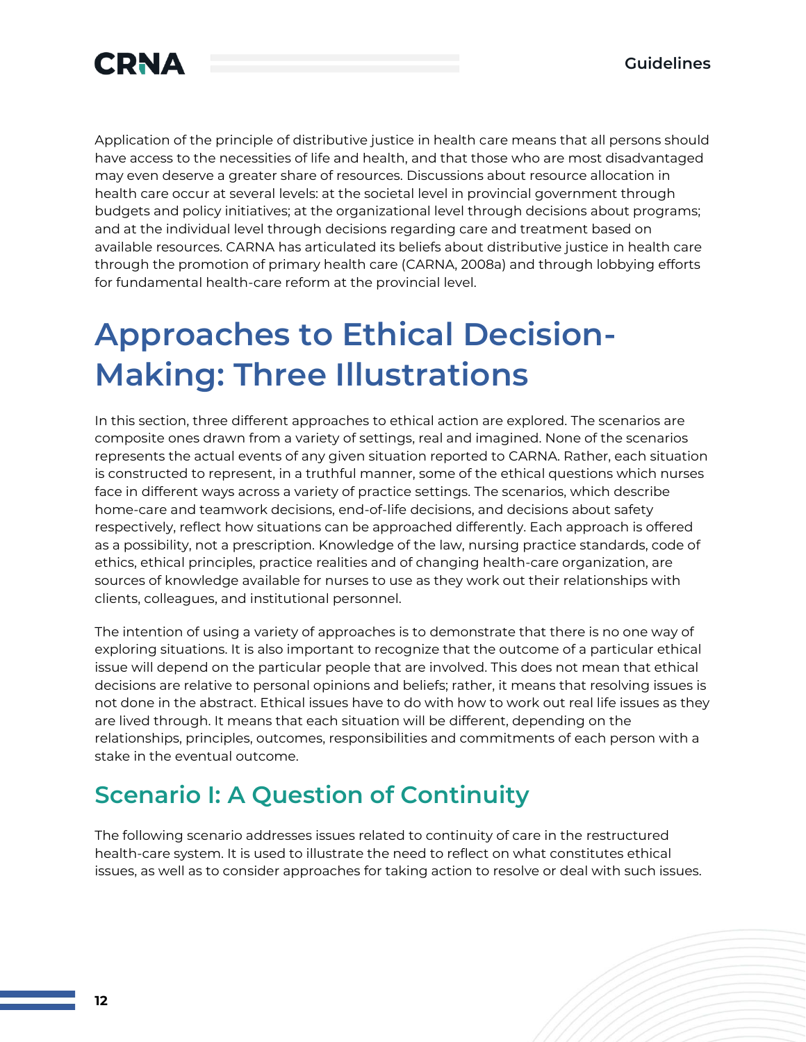Application of the principle of distributive justice in health care means that all persons should have access to the necessities of life and health, and that those who are most disadvantaged may even deserve a greater share of resources. Discussions about resource allocation in health care occur at several levels: at the societal level in provincial government through budgets and policy initiatives; at the organizational level through decisions about programs; and at the individual level through decisions regarding care and treatment based on available resources. CARNA has articulated its beliefs about distributive justice in health care through the promotion of primary health care (CARNA, 2008a) and through lobbying efforts for fundamental health-care reform at the provincial level.

# Approaches to Ethical Decision-Making: Three Illustrations

In this section, three different approaches to ethical action are explored. The scenarios are composite ones drawn from a variety of settings, real and imagined. None of the scenarios represents the actual events of any given situation reported to CARNA. Rather, each situation is constructed to represent, in a truthful manner, some of the ethical questions which nurses face in different ways across a variety of practice settings. The scenarios, which describe home-care and teamwork decisions, end-of-life decisions, and decisions about safety respectively, reflect how situations can be approached differently. Each approach is offered as a possibility, not a prescription. Knowledge of the law, nursing practice standards, code of ethics, ethical principles, practice realities and of changing health-care organization, are sources of knowledge available for nurses to use as they work out their relationships with clients, colleagues, and institutional personnel.

The intention of using a variety of approaches is to demonstrate that there is no one way of exploring situations. It is also important to recognize that the outcome of a particular ethical issue will depend on the particular people that are involved. This does not mean that ethical decisions are relative to personal opinions and beliefs; rather, it means that resolving issues is not done in the abstract. Ethical issues have to do with how to work out real life issues as they are lived through. It means that each situation will be different, depending on the relationships, principles, outcomes, responsibilities and commitments of each person with a stake in the eventual outcome.

## Scenario I: A Question of Continuity

The following scenario addresses issues related to continuity of care in the restructured health-care system. It is used to illustrate the need to reflect on what constitutes ethical issues, as well as to consider approaches for taking action to resolve or deal with such issues.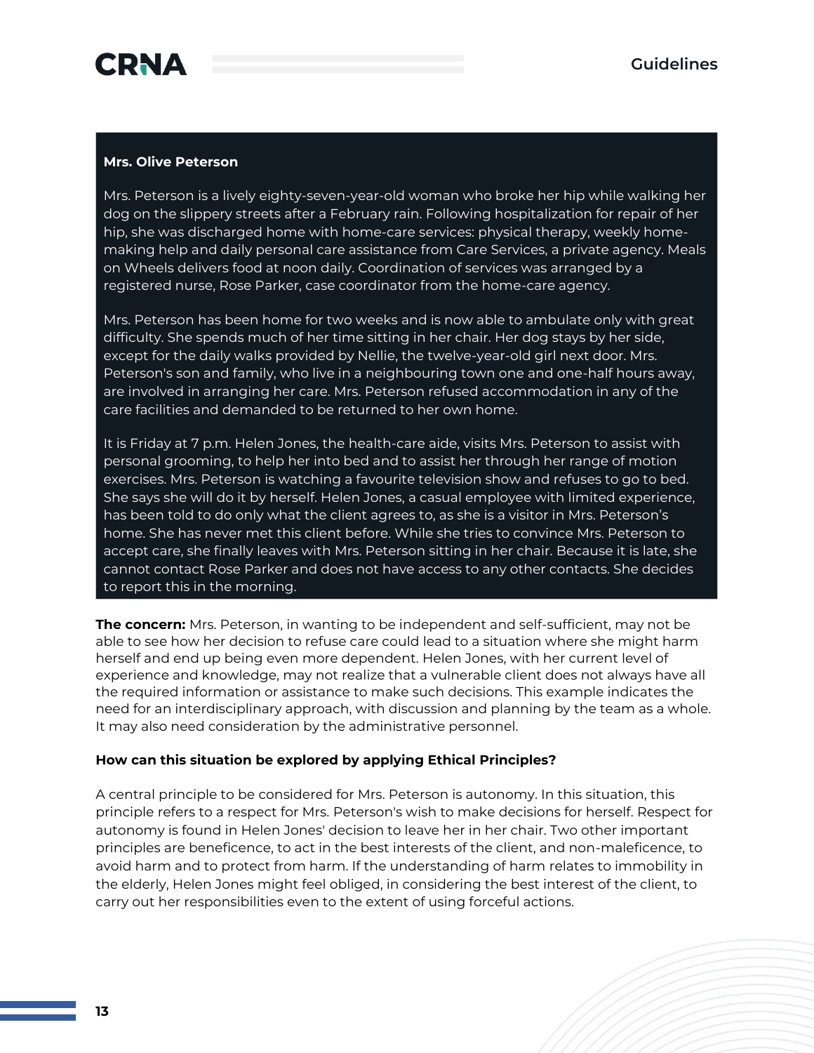**Mrs. Olive Peterson**

Mrs. Peterson is a lively eighty-seven-year-old woman who broke her hip while walking her dog on the slippery streets after a February rain. Following hospitalization for repair of her hip, she was discharged home with home-care services: physical therapy, weekly home-making help and daily personal care assistance from Care Services, a private agency. Meals on Wheels delivers food at noon daily. Coordination of services was arranged by a registered nurse, Rose Parker, case coordinator from the home-care agency.

Mrs. Peterson has been home for two weeks and is now able to ambulate only with great difficulty. She spends much of her time sitting in her chair. Her dog stays by her side, except for the daily walks provided by Nellie, the twelve-year-old girl next door. Mrs. Peterson's son and family, who live in a neighbouring town one and one-half hours away, are involved in arranging her care. Mrs. Peterson refused accommodation in any of the care facilities and demanded to be returned to her own home.

It is Friday at 7 p.m. Helen Jones, the health-care aide, visits Mrs. Peterson to assist with personal grooming, to help her into bed and to assist her through her range of motion exercises. Mrs. Peterson is watching a favourite television show and refuses to go to bed. She says she will do it by herself. Helen Jones, a casual employee with limited experience, has been told to do only what the client agrees to, as she is a visitor in Mrs. Peterson's home. She has never met this client before. While she tries to convince Mrs. Peterson to accept care, she finally leaves with Mrs. Peterson sitting in her chair. Because it is late, she cannot contact Rose Parker and does not have access to any other contacts. She decides to report this in the morning.

**The concern:** Mrs. Peterson, in wanting to be independent and self-sufficient, may not be able to see how her decision to refuse care could lead to a situation where she might harm herself and end up being even more dependent. Helen Jones, with her current level of experience and knowledge, may not realize that a vulnerable client does not always have all the required information or assistance to make such decisions. This example indicates the need for an interdisciplinary approach, with discussion and planning by the team as a whole. It may also need consideration by the administrative personnel.

**How can this situation be explored by applying Ethical Principles?**

A central principle to be considered for Mrs. Peterson is autonomy. In this situation, this principle refers to a respect for Mrs. Peterson's wish to make decisions for herself. Respect for autonomy is found in Helen Jones' decision to leave her in her chair. Two other important principles are beneficence, to act in the best interests of the client, and non-maleficence, to avoid harm and to protect from harm. If the understanding of harm relates to immobility in the elderly, Helen Jones might feel obliged, in considering the best interest of the client, to carry out her responsibilities even to the extent of using forceful actions.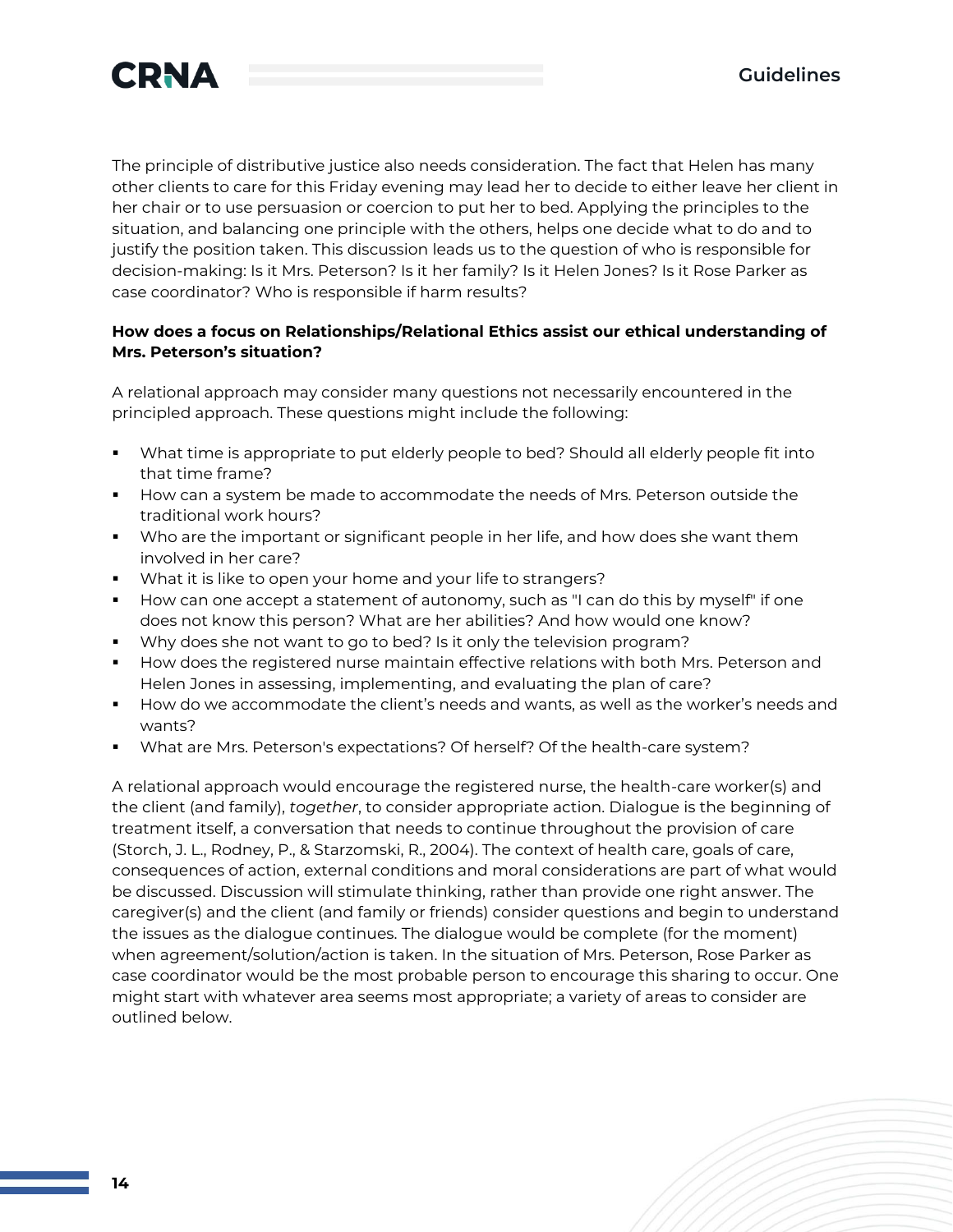The principle of distributive justice also needs consideration. The fact that Helen has many other clients to care for this Friday evening may lead her to decide to either leave her client in her chair or to use persuasion or coercion to put her to bed. Applying the principles to the situation, and balancing one principle with the others, helps one decide what to do and to justify the position taken. This discussion leads us to the question of who is responsible for decision-making: Is it Mrs. Peterson? Is it her family? Is it Helen Jones? Is it Rose Parker as case coordinator? Who is responsible if harm results?

**How does a focus on Relationships/Relational Ethics assist our ethical understanding of Mrs. Peterson's situation?**

A relational approach may consider many questions not necessarily encountered in the principled approach. These questions might include the following:

- What time is appropriate to put elderly people to bed? Should all elderly people fit into that time frame?
- How can a system be made to accommodate the needs of Mrs. Peterson outside the traditional work hours?
- Who are the important or significant people in her life, and how does she want them involved in her care?
- What it is like to open your home and your life to strangers?
- How can one accept a statement of autonomy, such as "I can do this by myself" if one does not know this person? What are her abilities? And how would one know?
- Why does she not want to go to bed? Is it only the television program?
- How does the registered nurse maintain effective relations with both Mrs. Peterson and Helen Jones in assessing, implementing, and evaluating the plan of care?
- How do we accommodate the client's needs and wants, as well as the worker's needs and wants?
- What are Mrs. Peterson's expectations? Of herself? Of the health-care system?

A relational approach would encourage the registered nurse, the health-care worker(s) and the client (and family), *together*, to consider appropriate action. Dialogue is the beginning of treatment itself, a conversation that needs to continue throughout the provision of care (Storch, J. L., Rodney, P., & Starzomski, R., 2004). The context of health care, goals of care, consequences of action, external conditions and moral considerations are part of what would be discussed. Discussion will stimulate thinking, rather than provide one right answer. The caregiver(s) and the client (and family or friends) consider questions and begin to understand the issues as the dialogue continues. The dialogue would be complete (for the moment) when agreement/solution/action is taken. In the situation of Mrs. Peterson, Rose Parker as case coordinator would be the most probable person to encourage this sharing to occur. One might start with whatever area seems most appropriate; a variety of areas to consider are outlined below.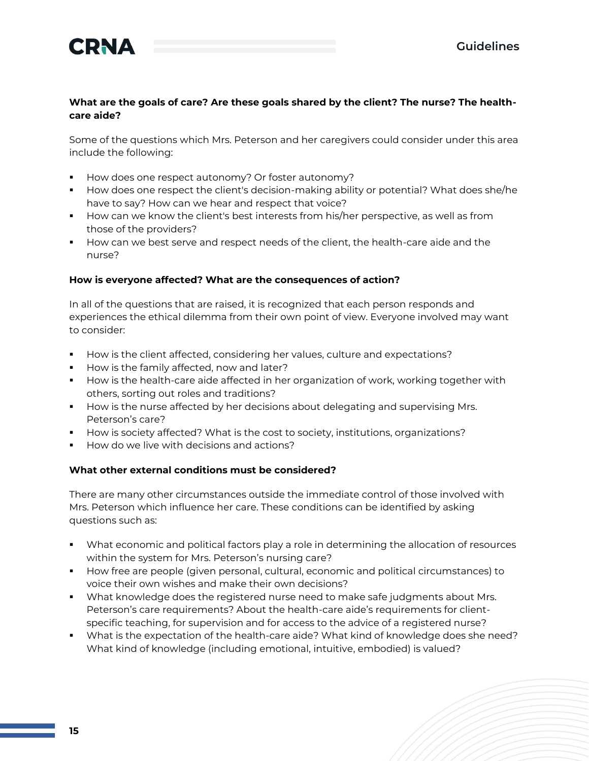**What are the goals of care? Are these goals shared by the client? The nurse? The health-care aide?**

Some of the questions which Mrs. Peterson and her caregivers could consider under this area include the following:

- How does one respect autonomy? Or foster autonomy?
- How does one respect the client's decision-making ability or potential? What does she/he have to say? How can we hear and respect that voice?
- How can we know the client's best interests from his/her perspective, as well as from those of the providers?
- How can we best serve and respect needs of the client, the health-care aide and the nurse?

**How is everyone affected? What are the consequences of action?**

In all of the questions that are raised, it is recognized that each person responds and experiences the ethical dilemma from their own point of view. Everyone involved may want to consider:

- How is the client affected, considering her values, culture and expectations?
- How is the family affected, now and later?
- How is the health-care aide affected in her organization of work, working together with others, sorting out roles and traditions?
- How is the nurse affected by her decisions about delegating and supervising Mrs. Peterson's care?
- How is society affected? What is the cost to society, institutions, organizations?
- How do we live with decisions and actions?

**What other external conditions must be considered?**

There are many other circumstances outside the immediate control of those involved with Mrs. Peterson which influence her care. These conditions can be identified by asking questions such as:

- What economic and political factors play a role in determining the allocation of resources within the system for Mrs. Peterson's nursing care?
- How free are people (given personal, cultural, economic and political circumstances) to voice their own wishes and make their own decisions?
- What knowledge does the registered nurse need to make safe judgments about Mrs. Peterson's care requirements? About the health-care aide's requirements for client-specific teaching, for supervision and for access to the advice of a registered nurse?
- What is the expectation of the health-care aide? What kind of knowledge does she need? What kind of knowledge (including emotional, intuitive, embodied) is valued?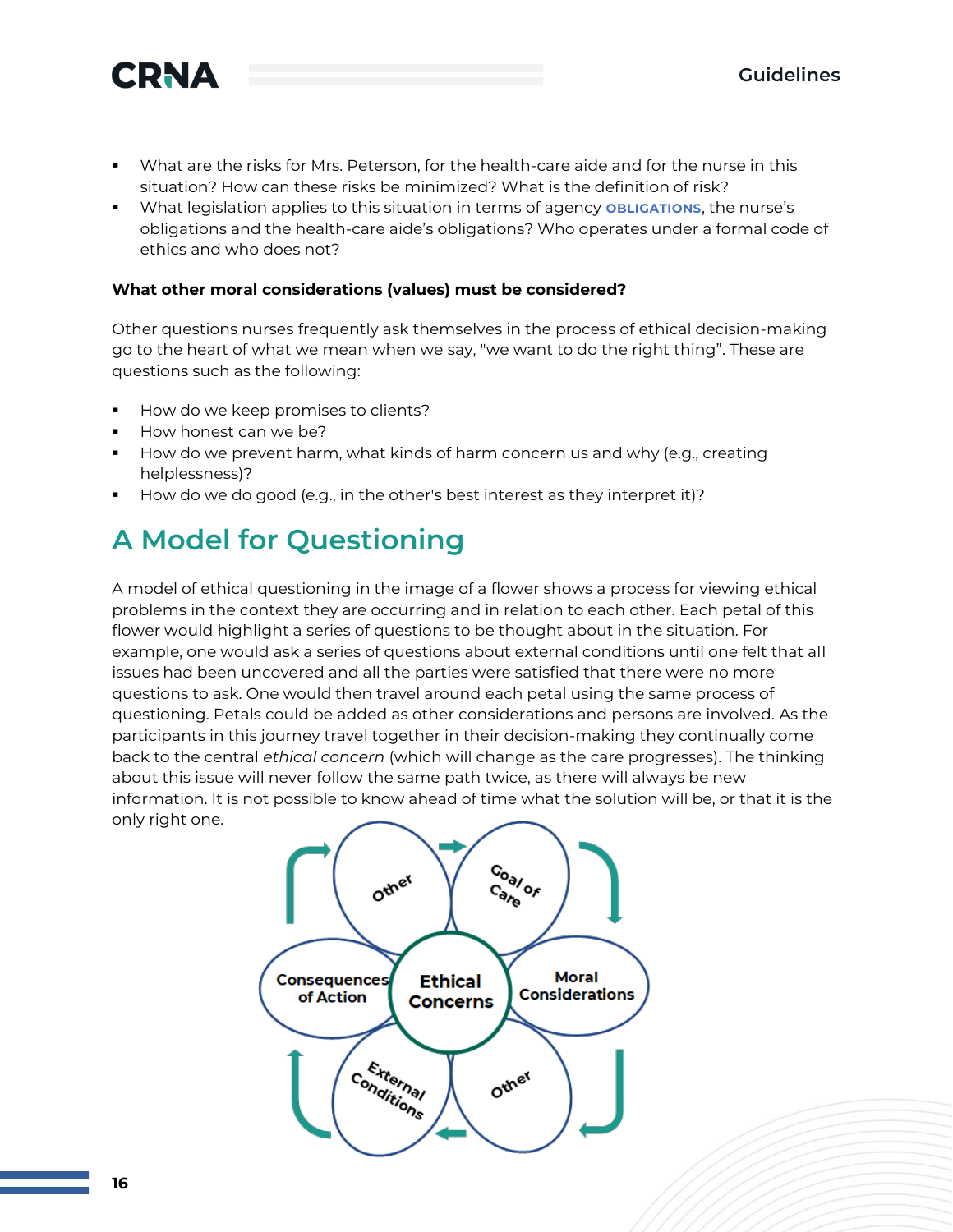- What are the risks for Mrs. Peterson, for the health-care aide and for the nurse in this situation? How can these risks be minimized? What is the definition of risk?
- What legislation applies to this situation in terms of agency **OBLIGATIONS**, the nurse's obligations and the health-care aide's obligations? Who operates under a formal code of ethics and who does not?

**What other moral considerations (values) must be considered?**

Other questions nurses frequently ask themselves in the process of ethical decision-making go to the heart of what we mean when we say, "we want to do the right thing". These are questions such as the following:

- How do we keep promises to clients?
- How honest can we be?
- How do we prevent harm, what kinds of harm concern us and why (e.g., creating helplessness)?
- How do we do good (e.g., in the other's best interest as they interpret it)?

## A Model for Questioning

A model of ethical questioning in the image of a flower shows a process for viewing ethical problems in the context they are occurring and in relation to each other. Each petal of this flower would highlight a series of questions to be thought about in the situation. For example, one would ask a series of questions about external conditions until one felt that all issues had been uncovered and all the parties were satisfied that there were no more questions to ask. One would then travel around each petal using the same process of questioning. Petals could be added as other considerations and persons are involved. As the participants in this journey travel together in their decision-making they continually come back to the central *ethical concern* (which will change as the care progresses). The thinking about this issue will never follow the same path twice, as there will always be new information. It is not possible to know ahead of time what the solution will be, or that it is the only right one.

Ethical Concerns
Other
Goal of Care
Moral Considerations
Other
External Conditions
Consequences of Action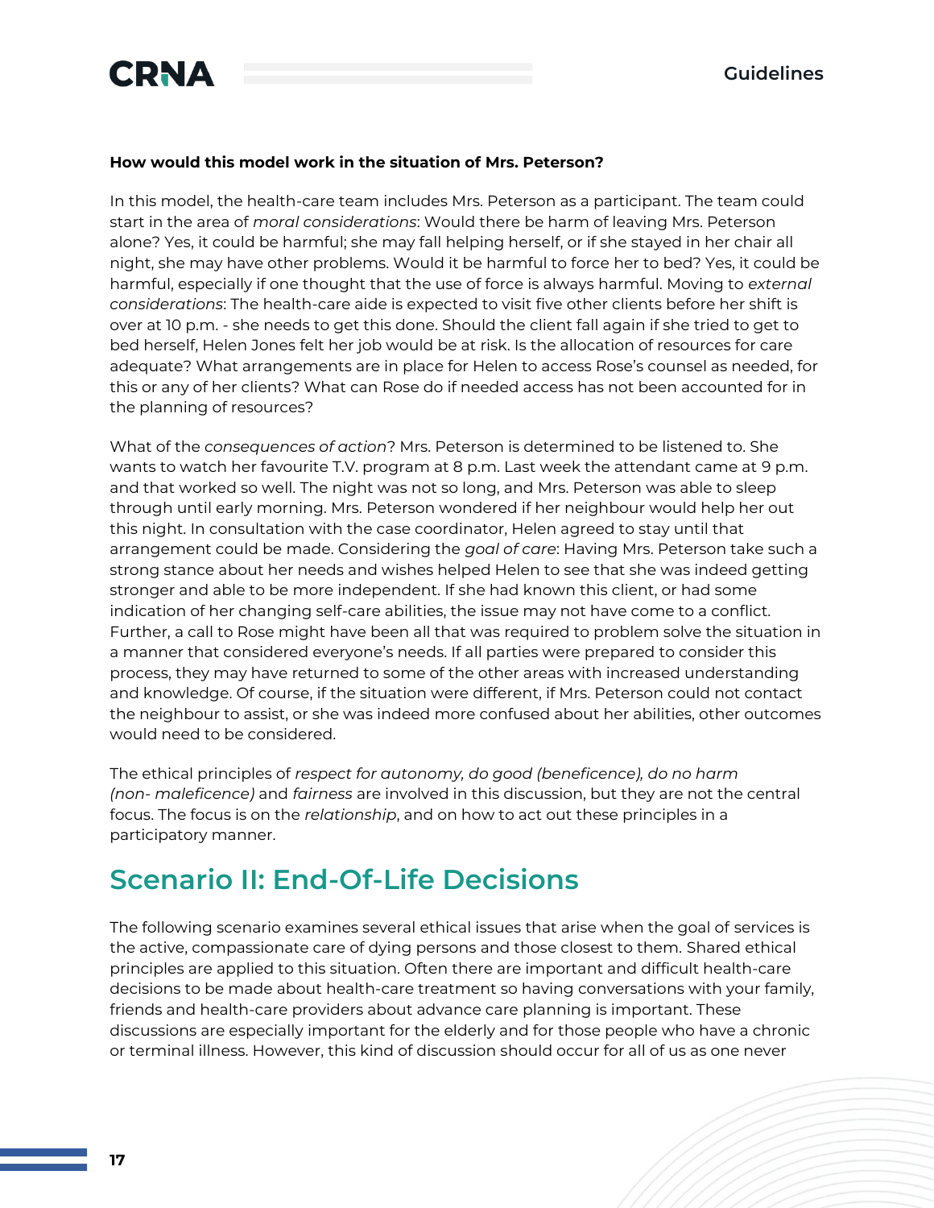**How would this model work in the situation of Mrs. Peterson?**

In this model, the health-care team includes Mrs. Peterson as a participant. The team could start in the area of *moral considerations*: Would there be harm of leaving Mrs. Peterson alone? Yes, it could be harmful; she may fall helping herself, or if she stayed in her chair all night, she may have other problems. Would it be harmful to force her to bed? Yes, it could be harmful, especially if one thought that the use of force is always harmful. Moving to *external considerations*: The health-care aide is expected to visit five other clients before her shift is over at 10 p.m. - she needs to get this done. Should the client fall again if she tried to get to bed herself, Helen Jones felt her job would be at risk. Is the allocation of resources for care adequate? What arrangements are in place for Helen to access Rose's counsel as needed, for this or any of her clients? What can Rose do if needed access has not been accounted for in the planning of resources?

What of the *consequences of action*? Mrs. Peterson is determined to be listened to. She wants to watch her favourite T.V. program at 8 p.m. Last week the attendant came at 9 p.m. and that worked so well. The night was not so long, and Mrs. Peterson was able to sleep through until early morning. Mrs. Peterson wondered if her neighbour would help her out this night. In consultation with the case coordinator, Helen agreed to stay until that arrangement could be made. Considering the *goal of care*: Having Mrs. Peterson take such a strong stance about her needs and wishes helped Helen to see that she was indeed getting stronger and able to be more independent. If she had known this client, or had some indication of her changing self-care abilities, the issue may not have come to a conflict. Further, a call to Rose might have been all that was required to problem solve the situation in a manner that considered everyone's needs. If all parties were prepared to consider this process, they may have returned to some of the other areas with increased understanding and knowledge. Of course, if the situation were different, if Mrs. Peterson could not contact the neighbour to assist, or she was indeed more confused about her abilities, other outcomes would need to be considered.

The ethical principles of *respect for autonomy, do good (beneficence), do no harm (non- maleficence)* and *fairness* are involved in this discussion, but they are not the central focus. The focus is on the *relationship*, and on how to act out these principles in a participatory manner.

## Scenario II: End-Of-Life Decisions

The following scenario examines several ethical issues that arise when the goal of services is the active, compassionate care of dying persons and those closest to them. Shared ethical principles are applied to this situation. Often there are important and difficult health-care decisions to be made about health-care treatment so having conversations with your family, friends and health-care providers about advance care planning is important. These discussions are especially important for the elderly and for those people who have a chronic or terminal illness. However, this kind of discussion should occur for all of us as one never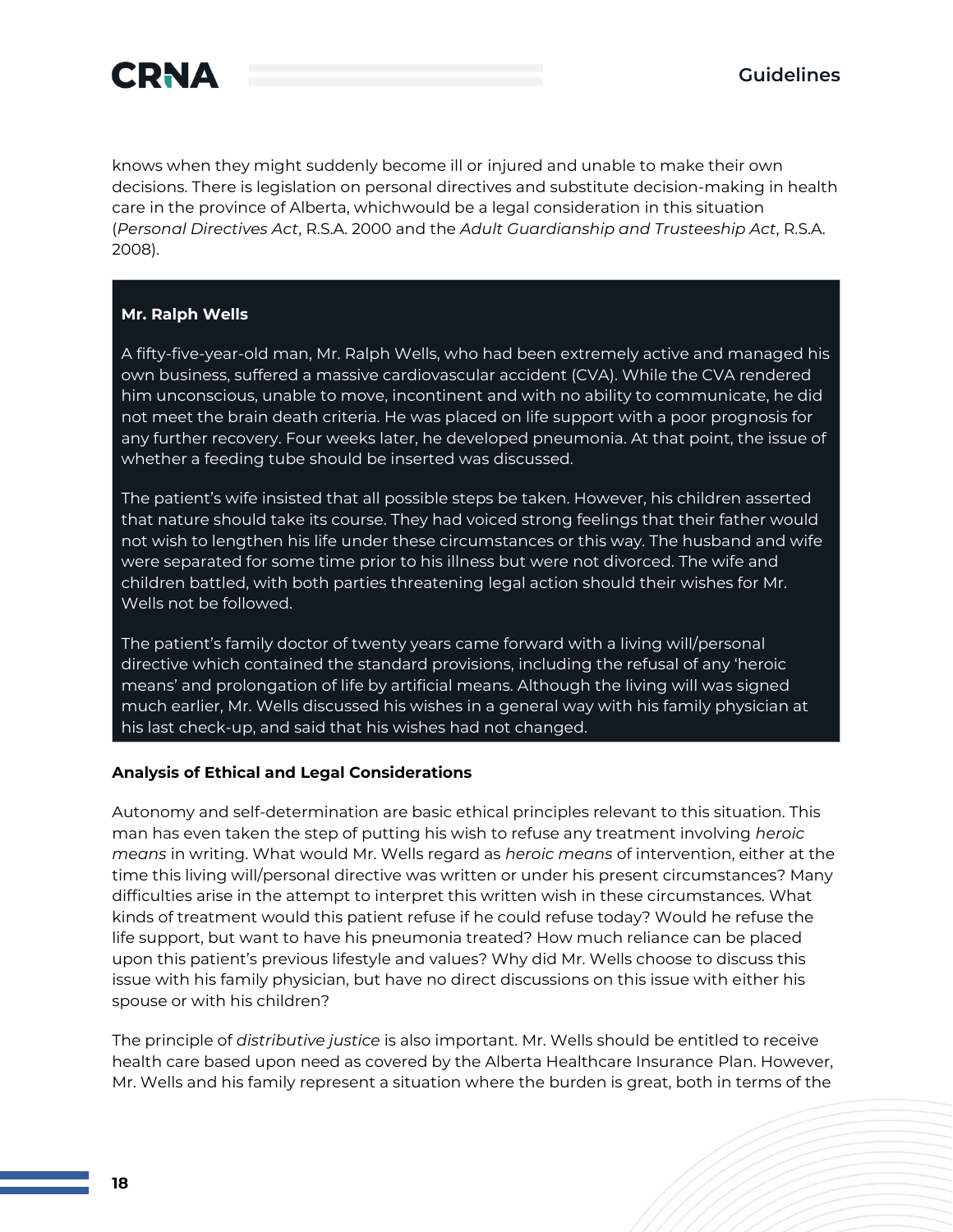knows when they might suddenly become ill or injured and unable to make their own decisions. There is legislation on personal directives and substitute decision-making in health care in the province of Alberta, whichwould be a legal consideration in this situation (*Personal Directives Act*, R.S.A. 2000 and the *Adult Guardianship and Trusteeship Act*, R.S.A. 2008).

**Mr. Ralph Wells**

A fifty-five-year-old man, Mr. Ralph Wells, who had been extremely active and managed his own business, suffered a massive cardiovascular accident (CVA). While the CVA rendered him unconscious, unable to move, incontinent and with no ability to communicate, he did not meet the brain death criteria. He was placed on life support with a poor prognosis for any further recovery. Four weeks later, he developed pneumonia. At that point, the issue of whether a feeding tube should be inserted was discussed.

The patient's wife insisted that all possible steps be taken. However, his children asserted that nature should take its course. They had voiced strong feelings that their father would not wish to lengthen his life under these circumstances or this way. The husband and wife were separated for some time prior to his illness but were not divorced. The wife and children battled, with both parties threatening legal action should their wishes for Mr. Wells not be followed.

The patient's family doctor of twenty years came forward with a living will/personal directive which contained the standard provisions, including the refusal of any 'heroic means' and prolongation of life by artificial means. Although the living will was signed much earlier, Mr. Wells discussed his wishes in a general way with his family physician at his last check-up, and said that his wishes had not changed.

**Analysis of Ethical and Legal Considerations**

Autonomy and self-determination are basic ethical principles relevant to this situation. This man has even taken the step of putting his wish to refuse any treatment involving *heroic means* in writing. What would Mr. Wells regard as *heroic means* of intervention, either at the time this living will/personal directive was written or under his present circumstances? Many difficulties arise in the attempt to interpret this written wish in these circumstances. What kinds of treatment would this patient refuse if he could refuse today? Would he refuse the life support, but want to have his pneumonia treated? How much reliance can be placed upon this patient's previous lifestyle and values? Why did Mr. Wells choose to discuss this issue with his family physician, but have no direct discussions on this issue with either his spouse or with his children?

The principle of *distributive justice* is also important. Mr. Wells should be entitled to receive health care based upon need as covered by the Alberta Healthcare Insurance Plan. However, Mr. Wells and his family represent a situation where the burden is great, both in terms of the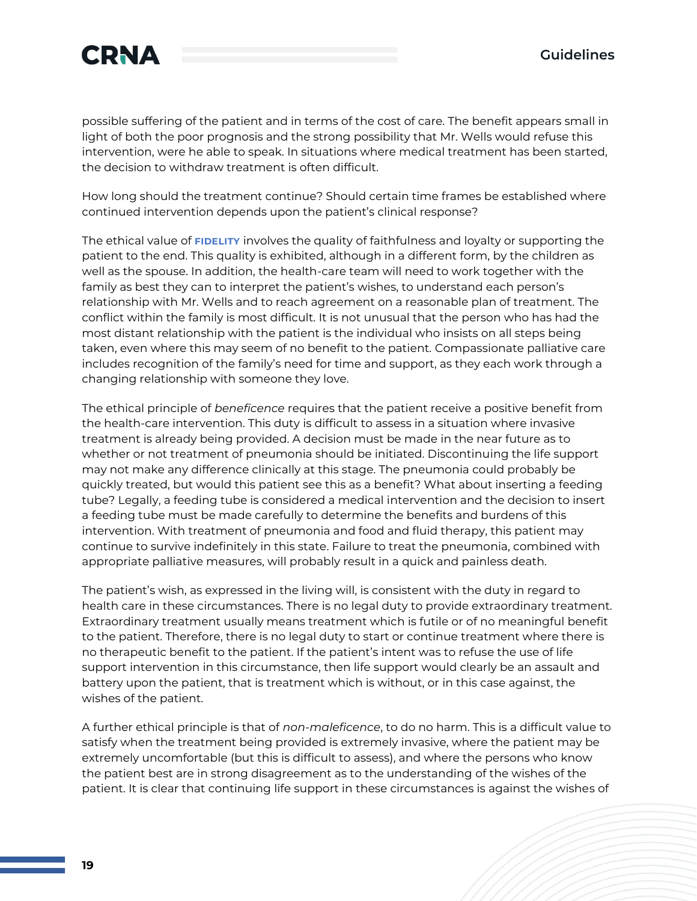possible suffering of the patient and in terms of the cost of care. The benefit appears small in light of both the poor prognosis and the strong possibility that Mr. Wells would refuse this intervention, were he able to speak. In situations where medical treatment has been started, the decision to withdraw treatment is often difficult.

How long should the treatment continue? Should certain time frames be established where continued intervention depends upon the patient's clinical response?

The ethical value of **FIDELITY** involves the quality of faithfulness and loyalty or supporting the patient to the end. This quality is exhibited, although in a different form, by the children as well as the spouse. In addition, the health-care team will need to work together with the family as best they can to interpret the patient's wishes, to understand each person's relationship with Mr. Wells and to reach agreement on a reasonable plan of treatment. The conflict within the family is most difficult. It is not unusual that the person who has had the most distant relationship with the patient is the individual who insists on all steps being taken, even where this may seem of no benefit to the patient. Compassionate palliative care includes recognition of the family's need for time and support, as they each work through a changing relationship with someone they love.

The ethical principle of *beneficence* requires that the patient receive a positive benefit from the health-care intervention. This duty is difficult to assess in a situation where invasive treatment is already being provided. A decision must be made in the near future as to whether or not treatment of pneumonia should be initiated. Discontinuing the life support may not make any difference clinically at this stage. The pneumonia could probably be quickly treated, but would this patient see this as a benefit? What about inserting a feeding tube? Legally, a feeding tube is considered a medical intervention and the decision to insert a feeding tube must be made carefully to determine the benefits and burdens of this intervention. With treatment of pneumonia and food and fluid therapy, this patient may continue to survive indefinitely in this state. Failure to treat the pneumonia, combined with appropriate palliative measures, will probably result in a quick and painless death.

The patient's wish, as expressed in the living will, is consistent with the duty in regard to health care in these circumstances. There is no legal duty to provide extraordinary treatment. Extraordinary treatment usually means treatment which is futile or of no meaningful benefit to the patient. Therefore, there is no legal duty to start or continue treatment where there is no therapeutic benefit to the patient. If the patient's intent was to refuse the use of life support intervention in this circumstance, then life support would clearly be an assault and battery upon the patient, that is treatment which is without, or in this case against, the wishes of the patient.

A further ethical principle is that of *non-maleficence*, to do no harm. This is a difficult value to satisfy when the treatment being provided is extremely invasive, where the patient may be extremely uncomfortable (but this is difficult to assess), and where the persons who know the patient best are in strong disagreement as to the understanding of the wishes of the patient. It is clear that continuing life support in these circumstances is against the wishes of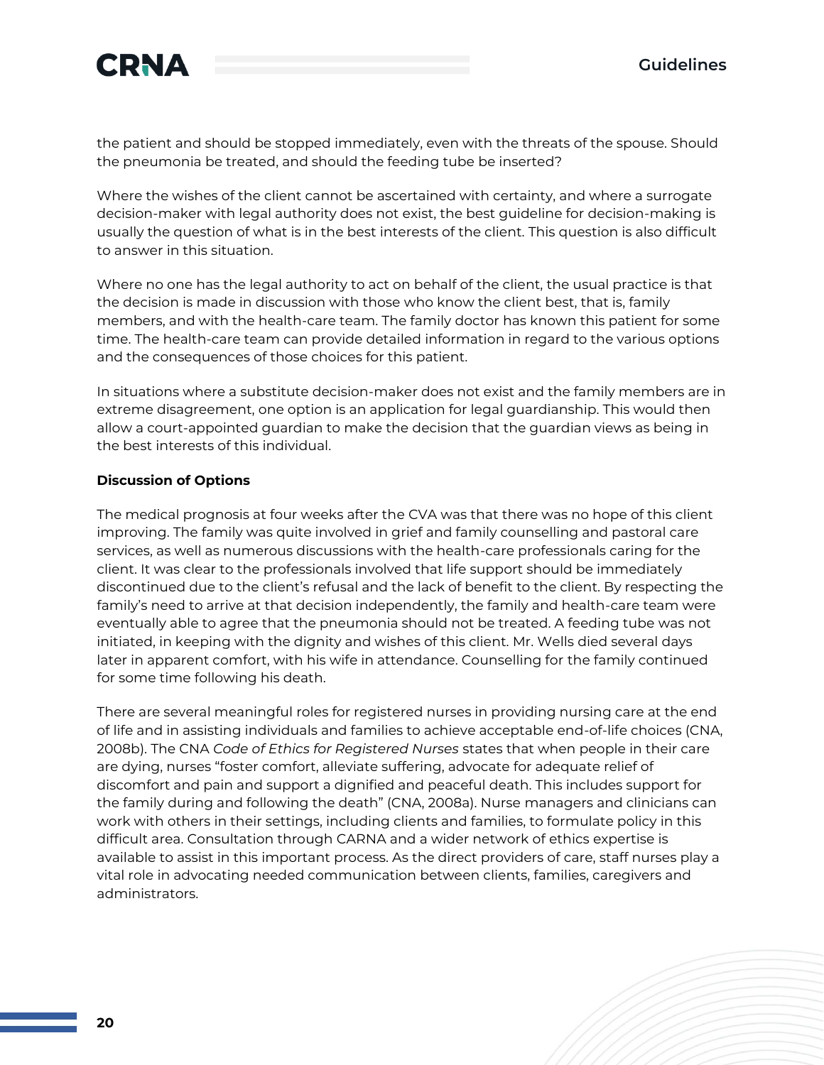the patient and should be stopped immediately, even with the threats of the spouse. Should the pneumonia be treated, and should the feeding tube be inserted?

Where the wishes of the client cannot be ascertained with certainty, and where a surrogate decision-maker with legal authority does not exist, the best guideline for decision-making is usually the question of what is in the best interests of the client. This question is also difficult to answer in this situation.

Where no one has the legal authority to act on behalf of the client, the usual practice is that the decision is made in discussion with those who know the client best, that is, family members, and with the health-care team. The family doctor has known this patient for some time. The health-care team can provide detailed information in regard to the various options and the consequences of those choices for this patient.

In situations where a substitute decision-maker does not exist and the family members are in extreme disagreement, one option is an application for legal guardianship. This would then allow a court-appointed guardian to make the decision that the guardian views as being in the best interests of this individual.

**Discussion of Options**

The medical prognosis at four weeks after the CVA was that there was no hope of this client improving. The family was quite involved in grief and family counselling and pastoral care services, as well as numerous discussions with the health-care professionals caring for the client. It was clear to the professionals involved that life support should be immediately discontinued due to the client's refusal and the lack of benefit to the client. By respecting the family's need to arrive at that decision independently, the family and health-care team were eventually able to agree that the pneumonia should not be treated. A feeding tube was not initiated, in keeping with the dignity and wishes of this client. Mr. Wells died several days later in apparent comfort, with his wife in attendance. Counselling for the family continued for some time following his death.

There are several meaningful roles for registered nurses in providing nursing care at the end of life and in assisting individuals and families to achieve acceptable end-of-life choices (CNA, 2008b). The CNA *Code of Ethics for Registered Nurses* states that when people in their care are dying, nurses "foster comfort, alleviate suffering, advocate for adequate relief of discomfort and pain and support a dignified and peaceful death. This includes support for the family during and following the death" (CNA, 2008a). Nurse managers and clinicians can work with others in their settings, including clients and families, to formulate policy in this difficult area. Consultation through CARNA and a wider network of ethics expertise is available to assist in this important process. As the direct providers of care, staff nurses play a vital role in advocating needed communication between clients, families, caregivers and administrators.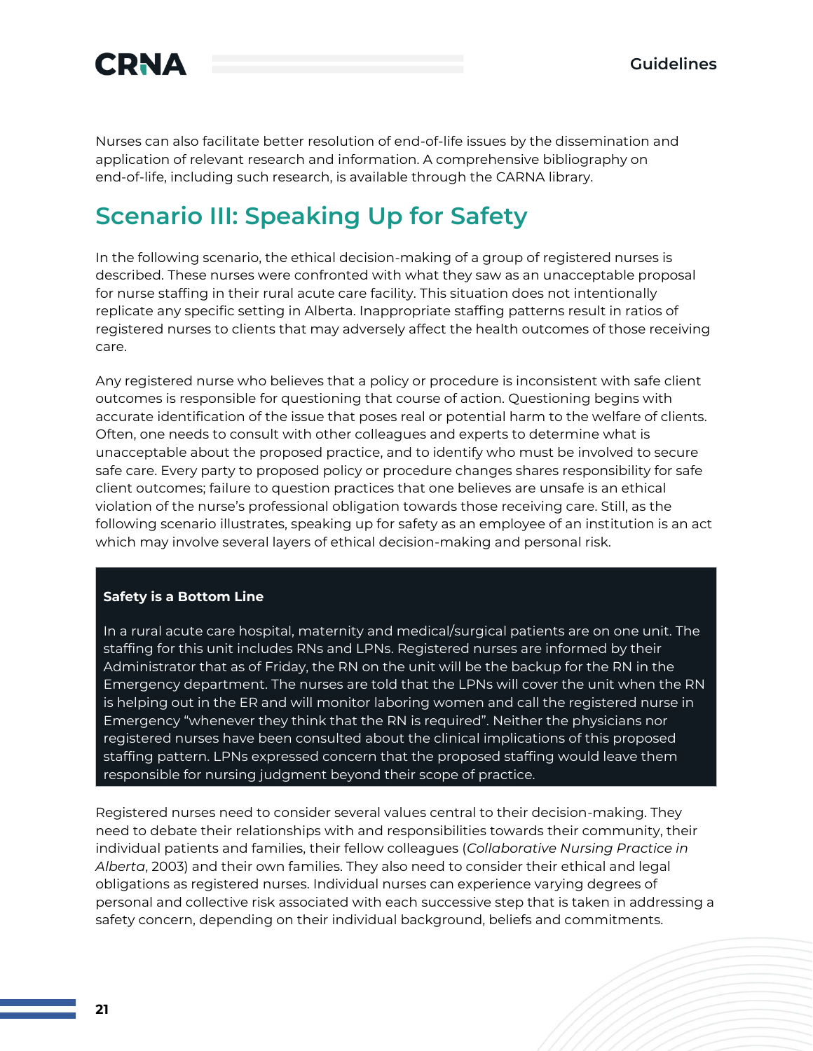Nurses can also facilitate better resolution of end-of-life issues by the dissemination and application of relevant research and information. A comprehensive bibliography on end-of-life, including such research, is available through the CARNA library.

## Scenario III: Speaking Up for Safety

In the following scenario, the ethical decision-making of a group of registered nurses is described. These nurses were confronted with what they saw as an unacceptable proposal for nurse staffing in their rural acute care facility. This situation does not intentionally replicate any specific setting in Alberta. Inappropriate staffing patterns result in ratios of registered nurses to clients that may adversely affect the health outcomes of those receiving care.

Any registered nurse who believes that a policy or procedure is inconsistent with safe client outcomes is responsible for questioning that course of action. Questioning begins with accurate identification of the issue that poses real or potential harm to the welfare of clients. Often, one needs to consult with other colleagues and experts to determine what is unacceptable about the proposed practice, and to identify who must be involved to secure safe care. Every party to proposed policy or procedure changes shares responsibility for safe client outcomes; failure to question practices that one believes are unsafe is an ethical violation of the nurse's professional obligation towards those receiving care. Still, as the following scenario illustrates, speaking up for safety as an employee of an institution is an act which may involve several layers of ethical decision-making and personal risk.

**Safety is a Bottom Line**

In a rural acute care hospital, maternity and medical/surgical patients are on one unit. The staffing for this unit includes RNs and LPNs. Registered nurses are informed by their Administrator that as of Friday, the RN on the unit will be the backup for the RN in the Emergency department. The nurses are told that the LPNs will cover the unit when the RN is helping out in the ER and will monitor laboring women and call the registered nurse in Emergency "whenever they think that the RN is required". Neither the physicians nor registered nurses have been consulted about the clinical implications of this proposed staffing pattern. LPNs expressed concern that the proposed staffing would leave them responsible for nursing judgment beyond their scope of practice.

Registered nurses need to consider several values central to their decision-making. They need to debate their relationships with and responsibilities towards their community, their individual patients and families, their fellow colleagues (*Collaborative Nursing Practice in Alberta*, 2003) and their own families. They also need to consider their ethical and legal obligations as registered nurses. Individual nurses can experience varying degrees of personal and collective risk associated with each successive step that is taken in addressing a safety concern, depending on their individual background, beliefs and commitments.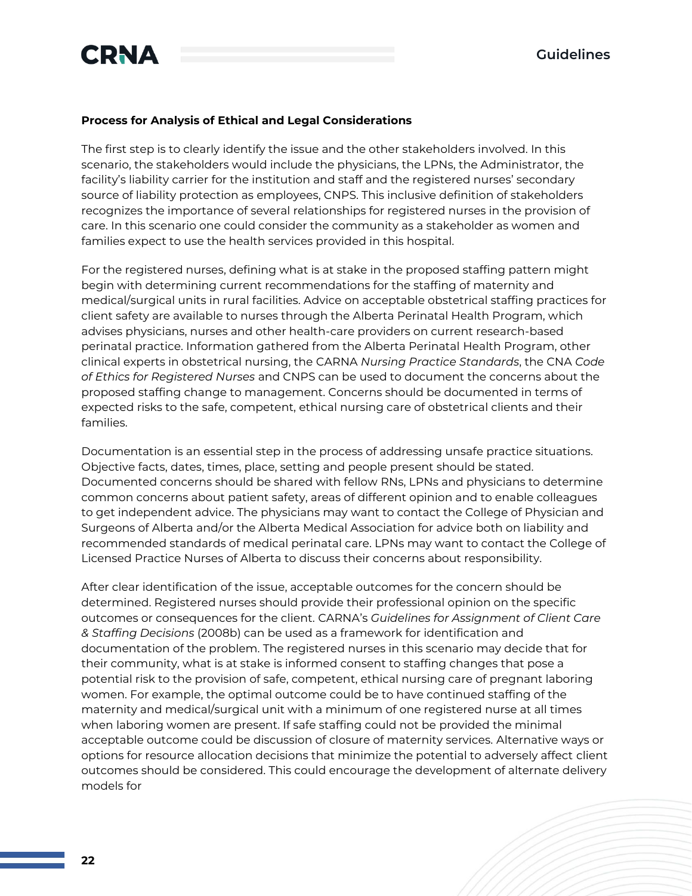**Process for Analysis of Ethical and Legal Considerations**

The first step is to clearly identify the issue and the other stakeholders involved. In this scenario, the stakeholders would include the physicians, the LPNs, the Administrator, the facility's liability carrier for the institution and staff and the registered nurses' secondary source of liability protection as employees, CNPS. This inclusive definition of stakeholders recognizes the importance of several relationships for registered nurses in the provision of care. In this scenario one could consider the community as a stakeholder as women and families expect to use the health services provided in this hospital.

For the registered nurses, defining what is at stake in the proposed staffing pattern might begin with determining current recommendations for the staffing of maternity and medical/surgical units in rural facilities. Advice on acceptable obstetrical staffing practices for client safety are available to nurses through the Alberta Perinatal Health Program, which advises physicians, nurses and other health-care providers on current research-based perinatal practice. Information gathered from the Alberta Perinatal Health Program, other clinical experts in obstetrical nursing, the CARNA *Nursing Practice Standards*, the CNA *Code of Ethics for Registered Nurses* and CNPS can be used to document the concerns about the proposed staffing change to management. Concerns should be documented in terms of expected risks to the safe, competent, ethical nursing care of obstetrical clients and their families.

Documentation is an essential step in the process of addressing unsafe practice situations. Objective facts, dates, times, place, setting and people present should be stated. Documented concerns should be shared with fellow RNs, LPNs and physicians to determine common concerns about patient safety, areas of different opinion and to enable colleagues to get independent advice. The physicians may want to contact the College of Physician and Surgeons of Alberta and/or the Alberta Medical Association for advice both on liability and recommended standards of medical perinatal care. LPNs may want to contact the College of Licensed Practice Nurses of Alberta to discuss their concerns about responsibility.

After clear identification of the issue, acceptable outcomes for the concern should be determined. Registered nurses should provide their professional opinion on the specific outcomes or consequences for the client. CARNA's *Guidelines for Assignment of Client Care & Staffing Decisions* (2008b) can be used as a framework for identification and documentation of the problem. The registered nurses in this scenario may decide that for their community, what is at stake is informed consent to staffing changes that pose a potential risk to the provision of safe, competent, ethical nursing care of pregnant laboring women. For example, the optimal outcome could be to have continued staffing of the maternity and medical/surgical unit with a minimum of one registered nurse at all times when laboring women are present. If safe staffing could not be provided the minimal acceptable outcome could be discussion of closure of maternity services. Alternative ways or options for resource allocation decisions that minimize the potential to adversely affect client outcomes should be considered. This could encourage the development of alternate delivery models for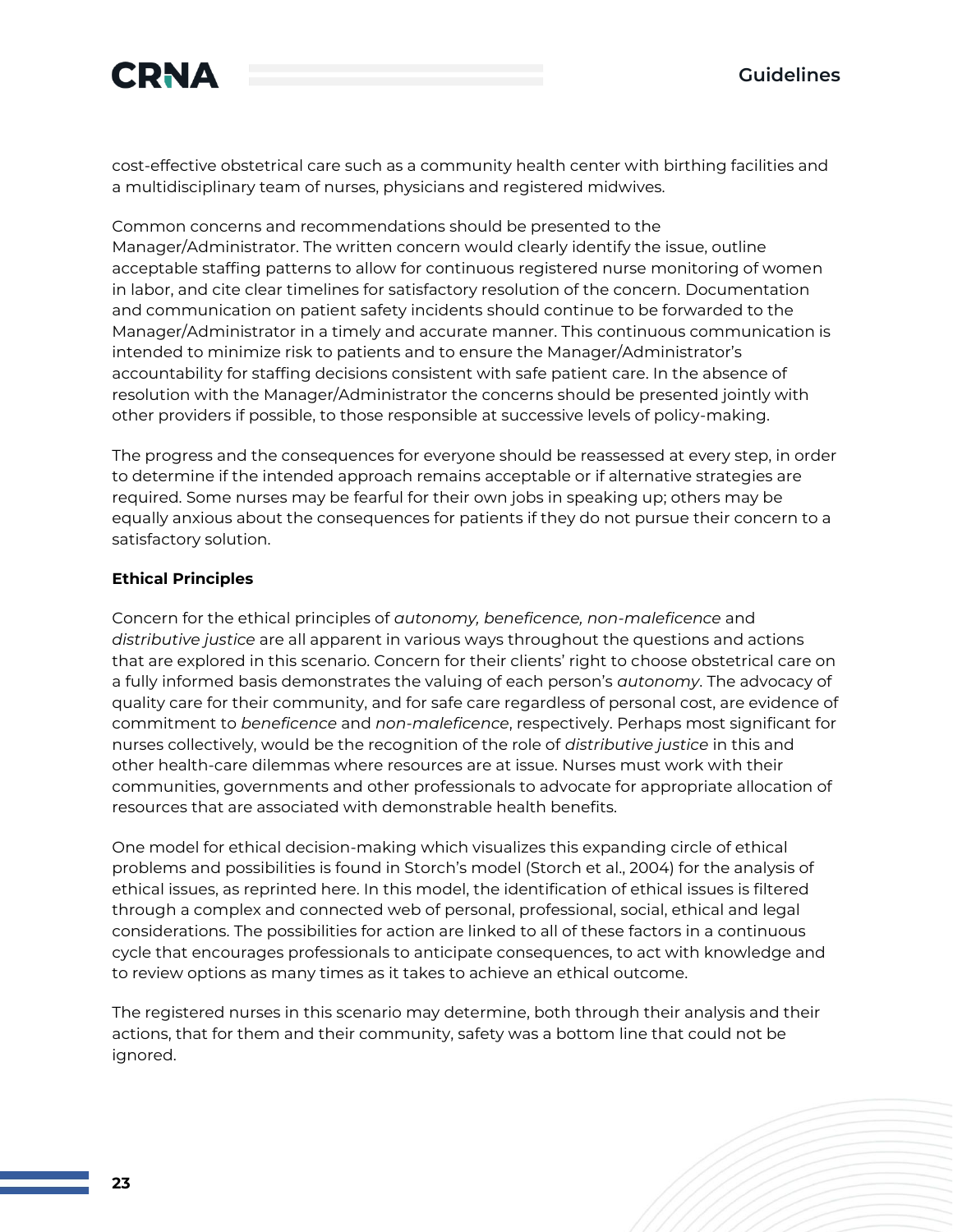cost-effective obstetrical care such as a community health center with birthing facilities and a multidisciplinary team of nurses, physicians and registered midwives.

Common concerns and recommendations should be presented to the Manager/Administrator. The written concern would clearly identify the issue, outline acceptable staffing patterns to allow for continuous registered nurse monitoring of women in labor, and cite clear timelines for satisfactory resolution of the concern. Documentation and communication on patient safety incidents should continue to be forwarded to the Manager/Administrator in a timely and accurate manner. This continuous communication is intended to minimize risk to patients and to ensure the Manager/Administrator's accountability for staffing decisions consistent with safe patient care. In the absence of resolution with the Manager/Administrator the concerns should be presented jointly with other providers if possible, to those responsible at successive levels of policy-making.

The progress and the consequences for everyone should be reassessed at every step, in order to determine if the intended approach remains acceptable or if alternative strategies are required. Some nurses may be fearful for their own jobs in speaking up; others may be equally anxious about the consequences for patients if they do not pursue their concern to a satisfactory solution.

**Ethical Principles**

Concern for the ethical principles of *autonomy, beneficence, non-maleficence* and *distributive justice* are all apparent in various ways throughout the questions and actions that are explored in this scenario. Concern for their clients' right to choose obstetrical care on a fully informed basis demonstrates the valuing of each person's *autonomy*. The advocacy of quality care for their community, and for safe care regardless of personal cost, are evidence of commitment to *beneficence* and *non-maleficence*, respectively. Perhaps most significant for nurses collectively, would be the recognition of the role of *distributive justice* in this and other health-care dilemmas where resources are at issue. Nurses must work with their communities, governments and other professionals to advocate for appropriate allocation of resources that are associated with demonstrable health benefits.

One model for ethical decision-making which visualizes this expanding circle of ethical problems and possibilities is found in Storch's model (Storch et al., 2004) for the analysis of ethical issues, as reprinted here. In this model, the identification of ethical issues is filtered through a complex and connected web of personal, professional, social, ethical and legal considerations. The possibilities for action are linked to all of these factors in a continuous cycle that encourages professionals to anticipate consequences, to act with knowledge and to review options as many times as it takes to achieve an ethical outcome.

The registered nurses in this scenario may determine, both through their analysis and their actions, that for them and their community, safety was a bottom line that could not be ignored.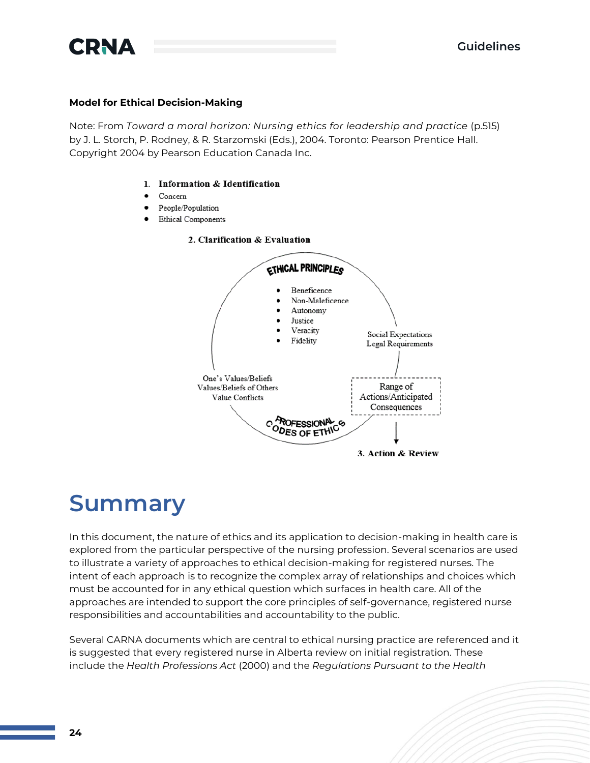**Model for Ethical Decision-Making**

Note: From *Toward a moral horizon: Nursing ethics for leadership and practice* (p.515) by J. L. Storch, P. Rodney, & R. Starzomski (Eds.), 2004. Toronto: Pearson Prentice Hall. Copyright 2004 by Pearson Education Canada Inc.

1. **Information & Identification**

- Concern
- People/Population
- Ethical Components

2. **Clarification & Evaluation**

ETHICAL PRINCIPLES

- Beneficence
- Non-Maleficence
- Autonomy
- Justice
- Veracity
- Fidelity

Social Expectations
Legal Requirements

Range of Actions/Anticipated Consequences

PROFESSIONAL CODES OF ETHICS

One's Values/Beliefs
Values/Beliefs of Others
Value Conflicts

3. **Action & Review**

# Summary

In this document, the nature of ethics and its application to decision-making in health care is explored from the particular perspective of the nursing profession. Several scenarios are used to illustrate a variety of approaches to ethical decision-making for registered nurses. The intent of each approach is to recognize the complex array of relationships and choices which must be accounted for in any ethical question which surfaces in health care. All of the approaches are intended to support the core principles of self-governance, registered nurse responsibilities and accountabilities and accountability to the public.

Several CARNA documents which are central to ethical nursing practice are referenced and it is suggested that every registered nurse in Alberta review on initial registration. These include the *Health Professions Act* (2000) and the *Regulations Pursuant to the Health*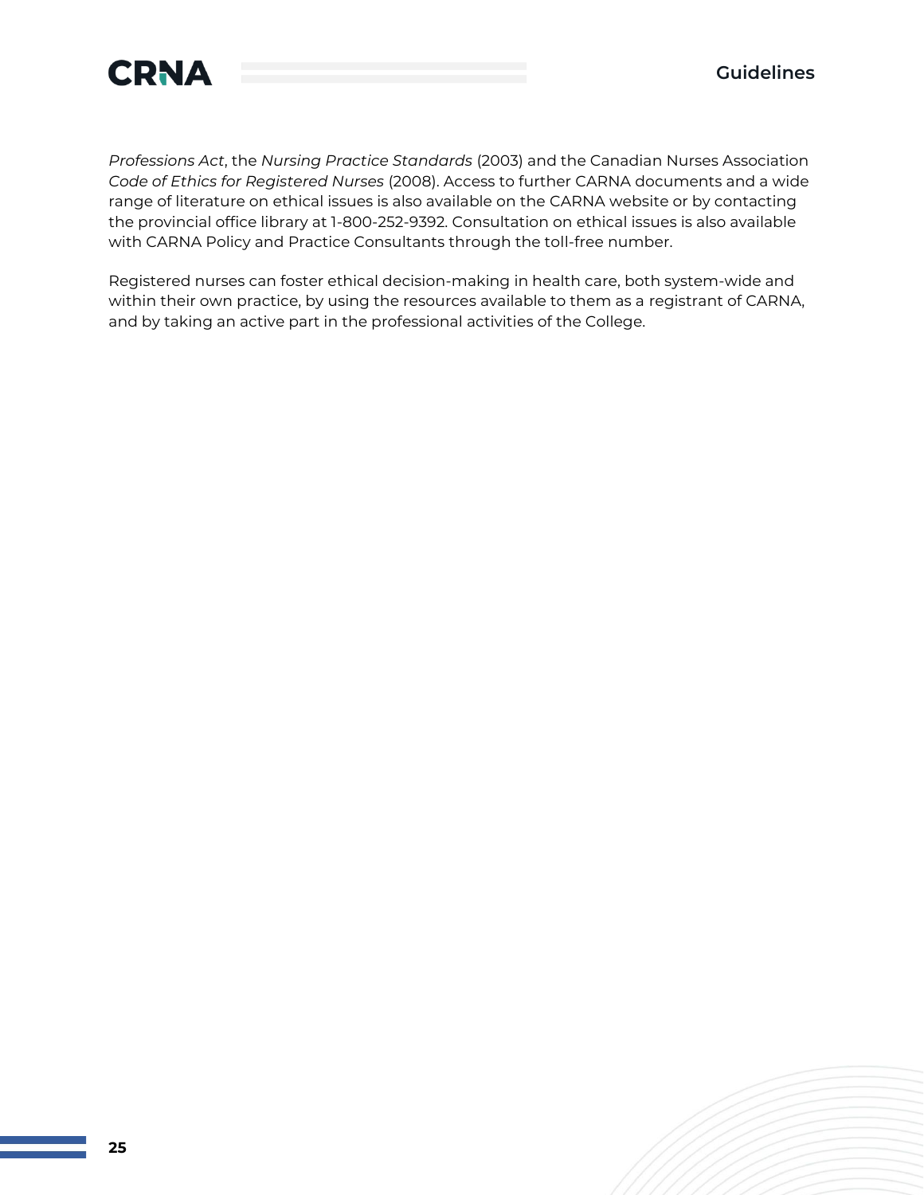*Professions Act*, the *Nursing Practice Standards* (2003) and the Canadian Nurses Association *Code of Ethics for Registered Nurses* (2008). Access to further CARNA documents and a wide range of literature on ethical issues is also available on the CARNA website or by contacting the provincial office library at 1-800-252-9392. Consultation on ethical issues is also available with CARNA Policy and Practice Consultants through the toll-free number.

Registered nurses can foster ethical decision-making in health care, both system-wide and within their own practice, by using the resources available to them as a registrant of CARNA, and by taking an active part in the professional activities of the College.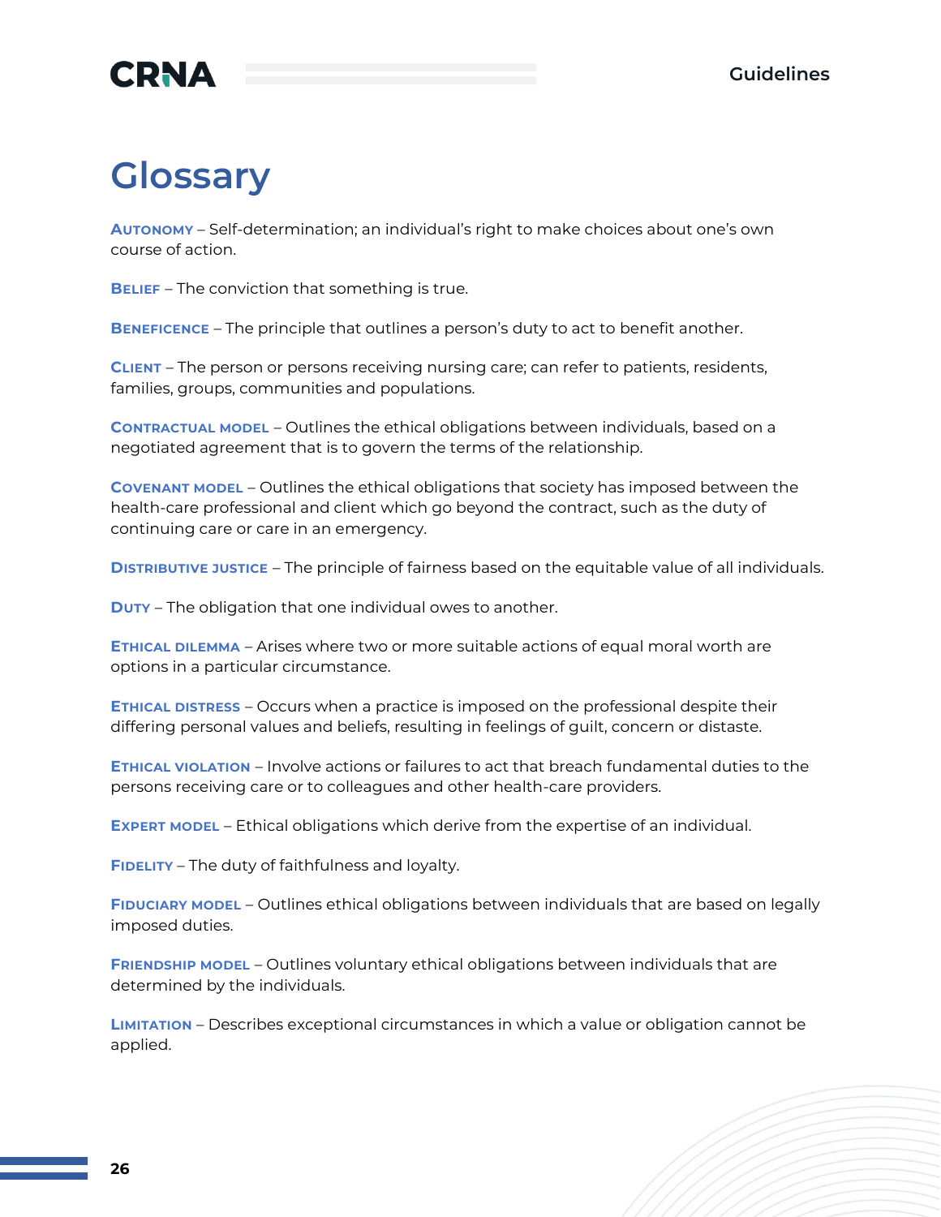# Glossary

**Autonomy** – Self-determination; an individual's right to make choices about one's own course of action.

**Belief** – The conviction that something is true.

**Beneficence** – The principle that outlines a person's duty to act to benefit another.

**Client** – The person or persons receiving nursing care; can refer to patients, residents, families, groups, communities and populations.

**Contractual model** – Outlines the ethical obligations between individuals, based on a negotiated agreement that is to govern the terms of the relationship.

**Covenant model** – Outlines the ethical obligations that society has imposed between the health-care professional and client which go beyond the contract, such as the duty of continuing care or care in an emergency.

**Distributive justice** – The principle of fairness based on the equitable value of all individuals.

**Duty** – The obligation that one individual owes to another.

**Ethical dilemma** – Arises where two or more suitable actions of equal moral worth are options in a particular circumstance.

**Ethical distress** – Occurs when a practice is imposed on the professional despite their differing personal values and beliefs, resulting in feelings of guilt, concern or distaste.

**Ethical violation** – Involve actions or failures to act that breach fundamental duties to the persons receiving care or to colleagues and other health-care providers.

**Expert model** – Ethical obligations which derive from the expertise of an individual.

**Fidelity** – The duty of faithfulness and loyalty.

**Fiduciary model** – Outlines ethical obligations between individuals that are based on legally imposed duties.

**Friendship model** – Outlines voluntary ethical obligations between individuals that are determined by the individuals.

**Limitation** – Describes exceptional circumstances in which a value or obligation cannot be applied.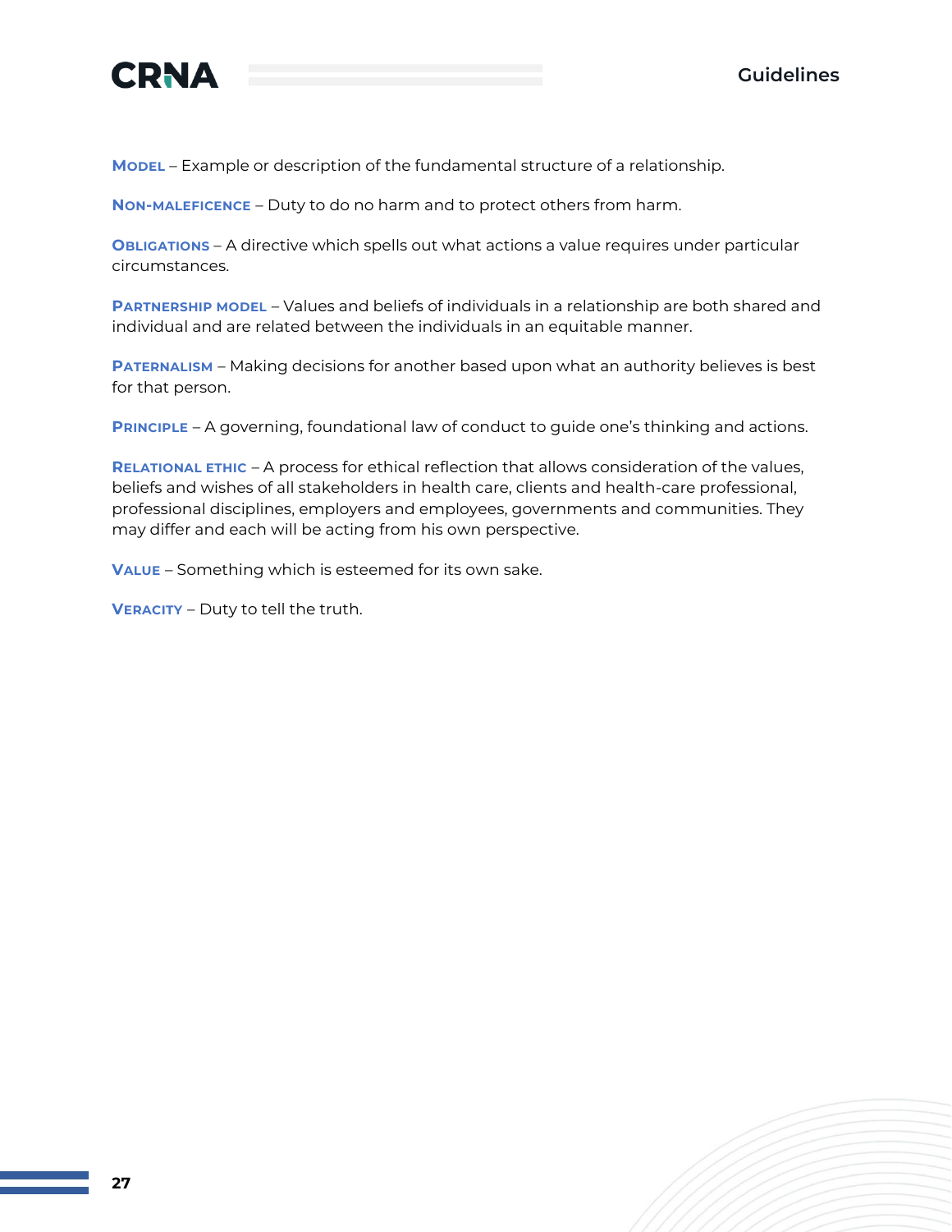**Model** – Example or description of the fundamental structure of a relationship.

**Non-maleficence** – Duty to do no harm and to protect others from harm.

**Obligations** – A directive which spells out what actions a value requires under particular circumstances.

**Partnership model** – Values and beliefs of individuals in a relationship are both shared and individual and are related between the individuals in an equitable manner.

**Paternalism** – Making decisions for another based upon what an authority believes is best for that person.

**Principle** – A governing, foundational law of conduct to guide one's thinking and actions.

**Relational ethic** – A process for ethical reflection that allows consideration of the values, beliefs and wishes of all stakeholders in health care, clients and health-care professional, professional disciplines, employers and employees, governments and communities. They may differ and each will be acting from his own perspective.

**Value** – Something which is esteemed for its own sake.

**Veracity** – Duty to tell the truth.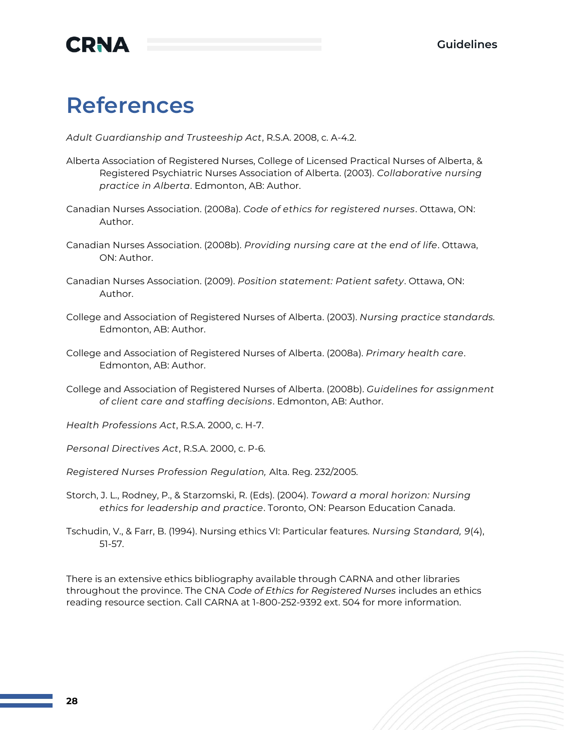# References

*Adult Guardianship and Trusteeship Act*, R.S.A. 2008, c. A-4.2.

Alberta Association of Registered Nurses, College of Licensed Practical Nurses of Alberta, & Registered Psychiatric Nurses Association of Alberta. (2003). *Collaborative nursing practice in Alberta*. Edmonton, AB: Author.

Canadian Nurses Association. (2008a). *Code of ethics for registered nurses*. Ottawa, ON: Author.

Canadian Nurses Association. (2008b). *Providing nursing care at the end of life*. Ottawa, ON: Author.

Canadian Nurses Association. (2009). *Position statement: Patient safety*. Ottawa, ON: Author.

College and Association of Registered Nurses of Alberta. (2003). *Nursing practice standards.* Edmonton, AB: Author.

College and Association of Registered Nurses of Alberta. (2008a). *Primary health care*. Edmonton, AB: Author.

College and Association of Registered Nurses of Alberta. (2008b). *Guidelines for assignment of client care and staffing decisions*. Edmonton, AB: Author.

*Health Professions Act*, R.S.A. 2000, c. H-7.

*Personal Directives Act*, R.S.A. 2000, c. P-6.

*Registered Nurses Profession Regulation,* Alta. Reg. 232/2005.

Storch, J. L., Rodney, P., & Starzomski, R. (Eds). (2004). *Toward a moral horizon: Nursing ethics for leadership and practice*. Toronto, ON: Pearson Education Canada.

Tschudin, V., & Farr, B. (1994). Nursing ethics VI: Particular features. *Nursing Standard, 9*(4), 51-57.

There is an extensive ethics bibliography available through CARNA and other libraries throughout the province. The CNA *Code of Ethics for Registered Nurses* includes an ethics reading resource section. Call CARNA at 1-800-252-9392 ext. 504 for more information.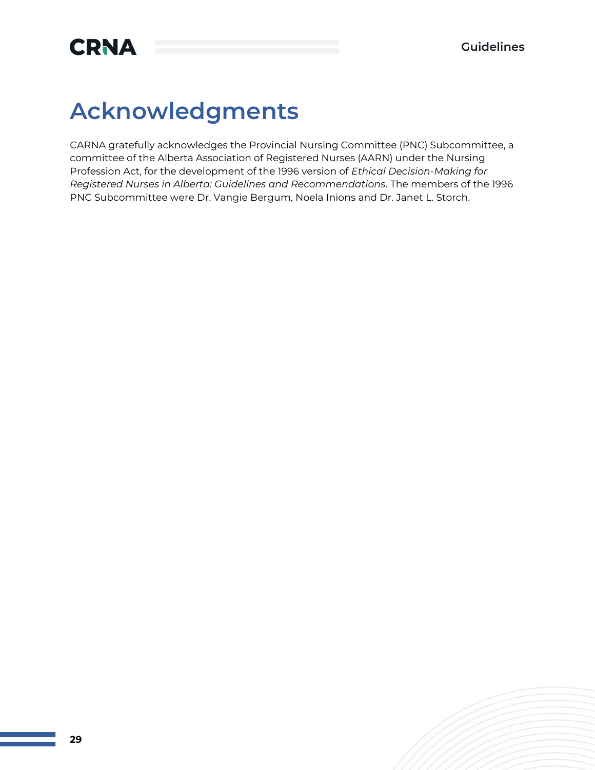# Acknowledgments

CARNA gratefully acknowledges the Provincial Nursing Committee (PNC) Subcommittee, a committee of the Alberta Association of Registered Nurses (AARN) under the Nursing Profession Act, for the development of the 1996 version of *Ethical Decision-Making for Registered Nurses in Alberta: Guidelines and Recommendations*. The members of the 1996 PNC Subcommittee were Dr. Vangie Bergum, Noela Inions and Dr. Janet L. Storch.